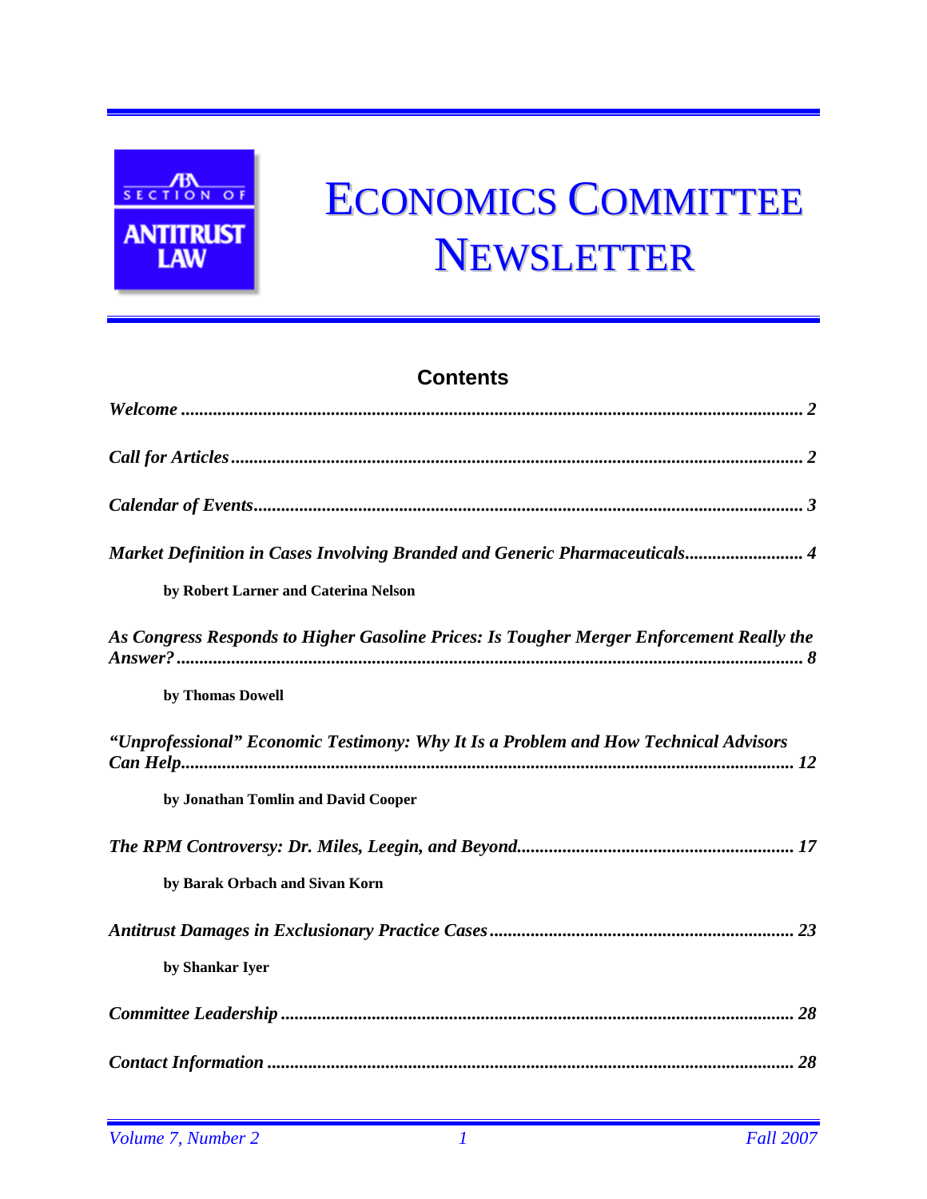ABA SECTION OF ANTITRUST LAW

# ECONOMICS COMMITTEE NEWSLETTER

## Contents

*Welcome* ........................................................................ *2*

*Call for Articles* ........................................................................ *2*

*Calendar of Events* ........................................................................ *3*

***Market Definition in Cases Involving Branded and Generic Pharmaceuticals*** ........................ ***4***

**by Robert Larner and Caterina Nelson**

***As Congress Responds to Higher Gasoline Prices: Is Tougher Merger Enforcement Really the Answer?*** ........................ ***8***

**by Thomas Dowell**

***"Unprofessional" Economic Testimony: Why It Is a Problem and How Technical Advisors Can Help*** ........................ ***12***

**by Jonathan Tomlin and David Cooper**

***The RPM Controversy: Dr. Miles, Leegin, and Beyond*** ........................ ***17***

**by Barak Orbach and Sivan Korn**

***Antitrust Damages in Exclusionary Practice Cases*** ........................ ***23***

**by Shankar Iyer**

***Committee Leadership*** ........................ ***28***

***Contact Information*** ........................ ***28***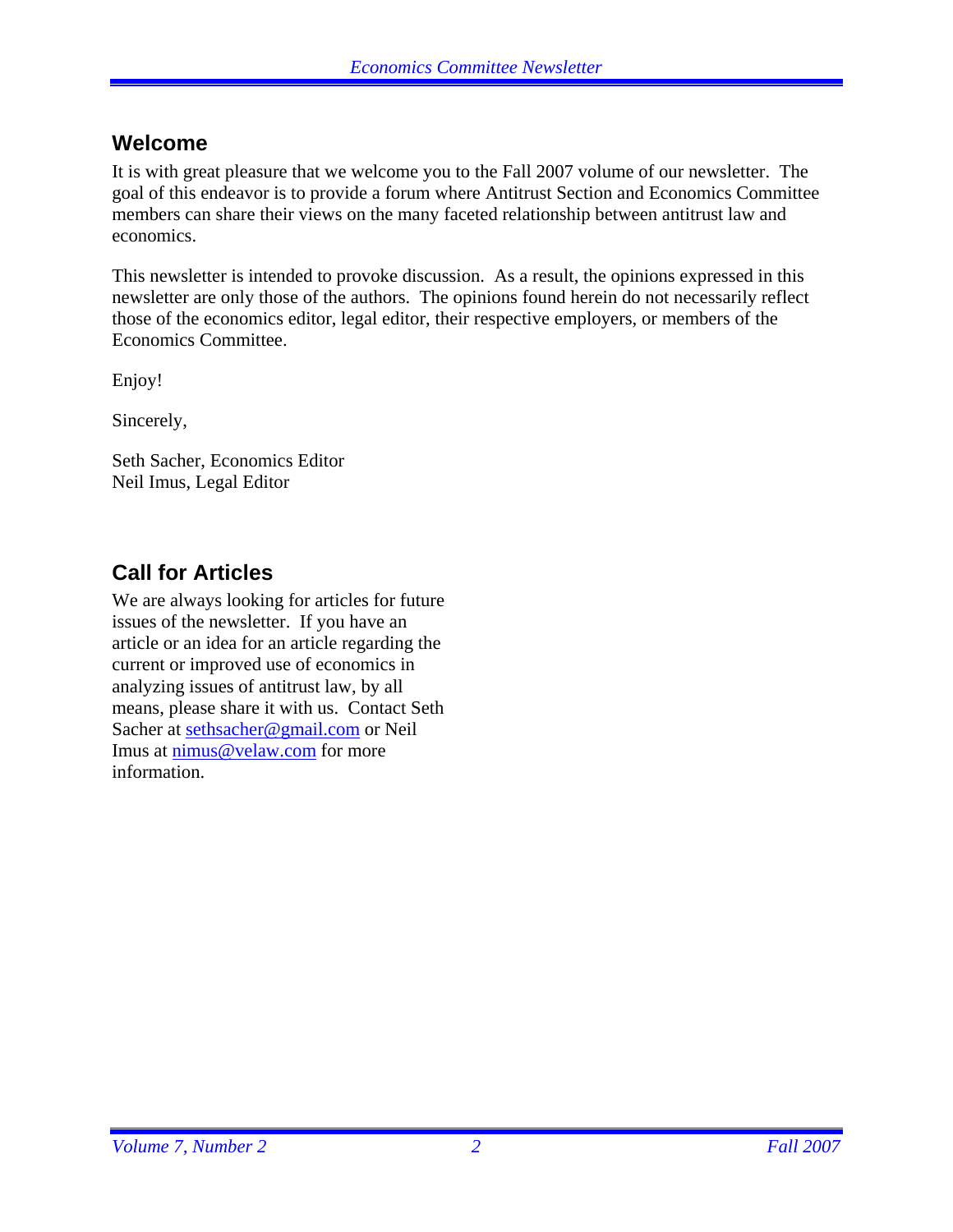## Welcome

It is with great pleasure that we welcome you to the Fall 2007 volume of our newsletter. The goal of this endeavor is to provide a forum where Antitrust Section and Economics Committee members can share their views on the many faceted relationship between antitrust law and economics.

This newsletter is intended to provoke discussion. As a result, the opinions expressed in this newsletter are only those of the authors. The opinions found herein do not necessarily reflect those of the economics editor, legal editor, their respective employers, or members of the Economics Committee.

Enjoy!

Sincerely,

Seth Sacher, Economics Editor
Neil Imus, Legal Editor

## Call for Articles

We are always looking for articles for future issues of the newsletter. If you have an article or an idea for an article regarding the current or improved use of economics in analyzing issues of antitrust law, by all means, please share it with us. Contact Seth Sacher at sethsacher@gmail.com or Neil Imus at nimus@velaw.com for more information.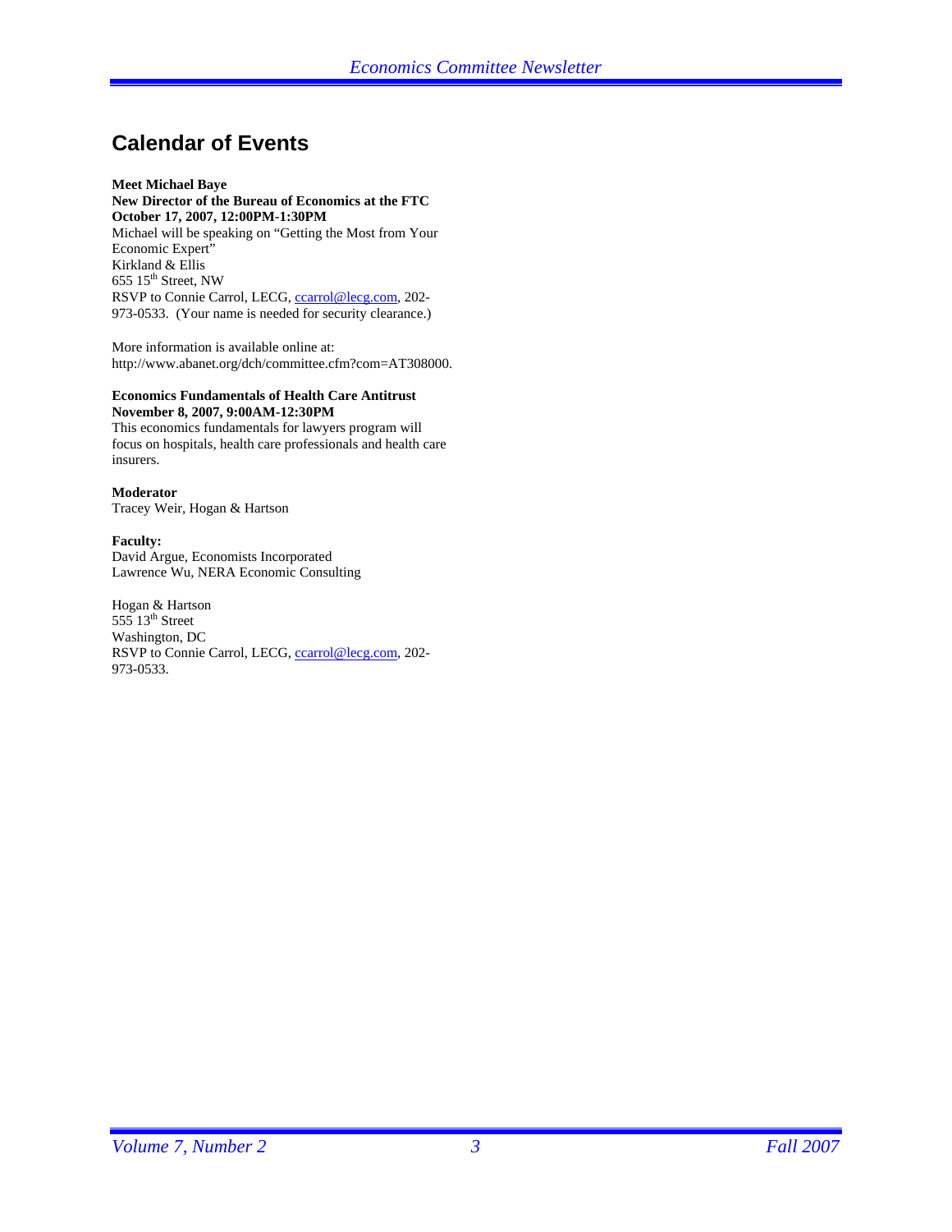## Calendar of Events

**Meet Michael Baye**
**New Director of the Bureau of Economics at the FTC**
**October 17, 2007, 12:00PM-1:30PM**
Michael will be speaking on "Getting the Most from Your Economic Expert"
Kirkland & Ellis
655 15th Street, NW
RSVP to Connie Carrol, LECG, ccarrol@lecg.com, 202-973-0533. (Your name is needed for security clearance.)

More information is available online at:
http://www.abanet.org/dch/committee.cfm?com=AT308000.

**Economics Fundamentals of Health Care Antitrust**
**November 8, 2007, 9:00AM-12:30PM**
This economics fundamentals for lawyers program will focus on hospitals, health care professionals and health care insurers.

**Moderator**
Tracey Weir, Hogan & Hartson

**Faculty:**
David Argue, Economists Incorporated
Lawrence Wu, NERA Economic Consulting

Hogan & Hartson
555 13th Street
Washington, DC
RSVP to Connie Carrol, LECG, ccarrol@lecg.com, 202-973-0533.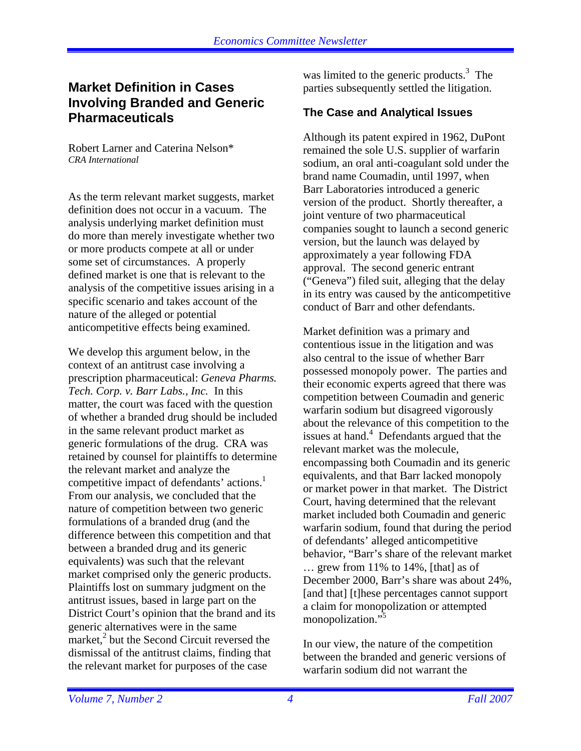## Market Definition in Cases Involving Branded and Generic Pharmaceuticals

Robert Larner and Caterina Nelson*
*CRA International*

As the term relevant market suggests, market definition does not occur in a vacuum. The analysis underlying market definition must do more than merely investigate whether two or more products compete at all or under some set of circumstances. A properly defined market is one that is relevant to the analysis of the competitive issues arising in a specific scenario and takes account of the nature of the alleged or potential anticompetitive effects being examined.

We develop this argument below, in the context of an antitrust case involving a prescription pharmaceutical: *Geneva Pharms. Tech. Corp. v. Barr Labs., Inc.* In this matter, the court was faced with the question of whether a branded drug should be included in the same relevant product market as generic formulations of the drug. CRA was retained by counsel for plaintiffs to determine the relevant market and analyze the competitive impact of defendants' actions.[1] From our analysis, we concluded that the nature of competition between two generic formulations of a branded drug (and the difference between this competition and that between a branded drug and its generic equivalents) was such that the relevant market comprised only the generic products. Plaintiffs lost on summary judgment on the antitrust issues, based in large part on the District Court's opinion that the brand and its generic alternatives were in the same market,[2] but the Second Circuit reversed the dismissal of the antitrust claims, finding that the relevant market for purposes of the case was limited to the generic products.[3] The parties subsequently settled the litigation.

### The Case and Analytical Issues

Although its patent expired in 1962, DuPont remained the sole U.S. supplier of warfarin sodium, an oral anti-coagulant sold under the brand name Coumadin, until 1997, when Barr Laboratories introduced a generic version of the product. Shortly thereafter, a joint venture of two pharmaceutical companies sought to launch a second generic version, but the launch was delayed by approximately a year following FDA approval. The second generic entrant ("Geneva") filed suit, alleging that the delay in its entry was caused by the anticompetitive conduct of Barr and other defendants.

Market definition was a primary and contentious issue in the litigation and was also central to the issue of whether Barr possessed monopoly power. The parties and their economic experts agreed that there was competition between Coumadin and generic warfarin sodium but disagreed vigorously about the relevance of this competition to the issues at hand.[4] Defendants argued that the relevant market was the molecule, encompassing both Coumadin and its generic equivalents, and that Barr lacked monopoly or market power in that market. The District Court, having determined that the relevant market included both Coumadin and generic warfarin sodium, found that during the period of defendants' alleged anticompetitive behavior, "Barr's share of the relevant market … grew from 11% to 14%, [that] as of December 2000, Barr's share was about 24%, [and that] [t]hese percentages cannot support a claim for monopolization or attempted monopolization."[5]

In our view, the nature of the competition between the branded and generic versions of warfarin sodium did not warrant the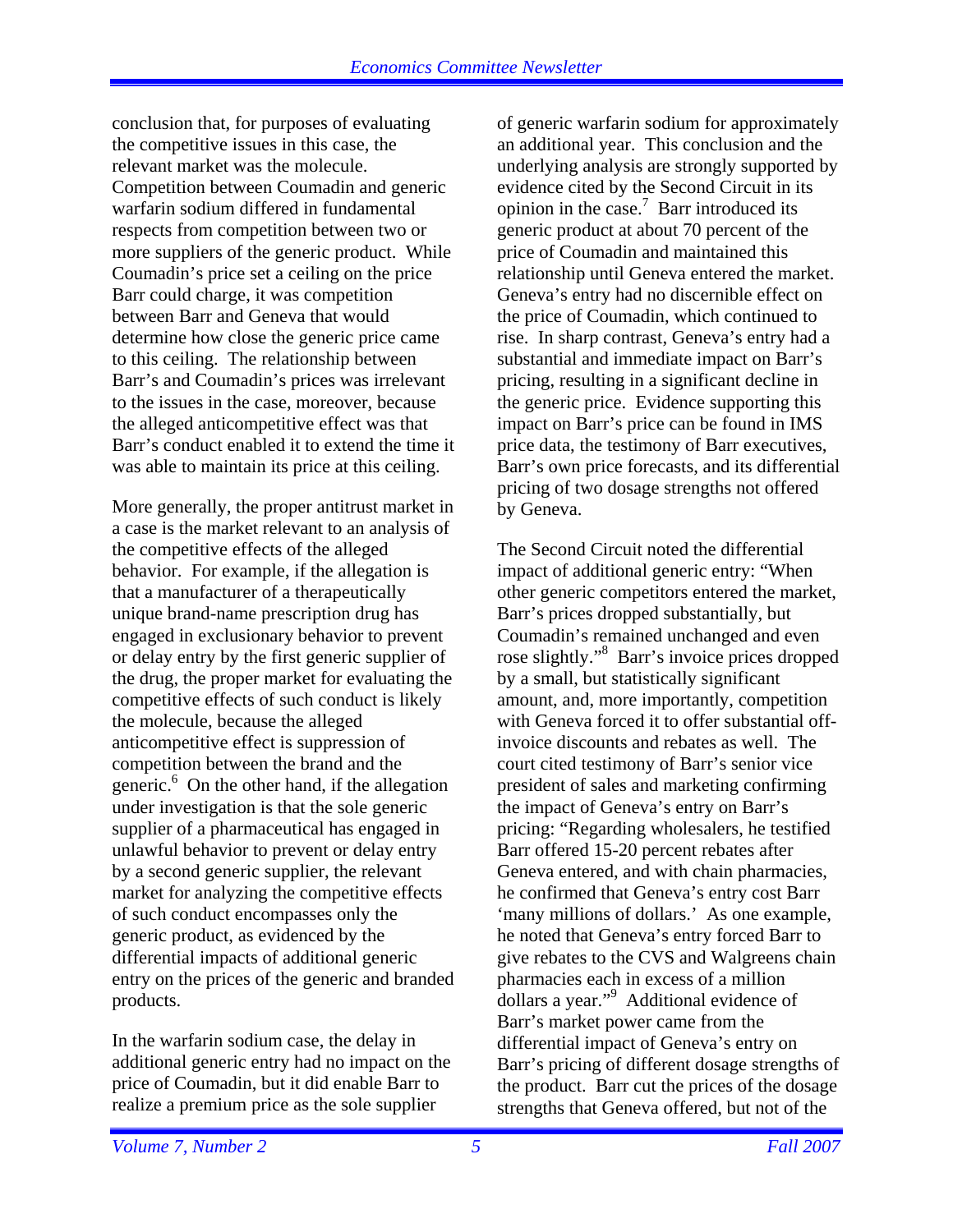conclusion that, for purposes of evaluating the competitive issues in this case, the relevant market was the molecule. Competition between Coumadin and generic warfarin sodium differed in fundamental respects from competition between two or more suppliers of the generic product. While Coumadin's price set a ceiling on the price Barr could charge, it was competition between Barr and Geneva that would determine how close the generic price came to this ceiling. The relationship between Barr's and Coumadin's prices was irrelevant to the issues in the case, moreover, because the alleged anticompetitive effect was that Barr's conduct enabled it to extend the time it was able to maintain its price at this ceiling.

More generally, the proper antitrust market in a case is the market relevant to an analysis of the competitive effects of the alleged behavior. For example, if the allegation is that a manufacturer of a therapeutically unique brand-name prescription drug has engaged in exclusionary behavior to prevent or delay entry by the first generic supplier of the drug, the proper market for evaluating the competitive effects of such conduct is likely the molecule, because the alleged anticompetitive effect is suppression of competition between the brand and the generic.[6] On the other hand, if the allegation under investigation is that the sole generic supplier of a pharmaceutical has engaged in unlawful behavior to prevent or delay entry by a second generic supplier, the relevant market for analyzing the competitive effects of such conduct encompasses only the generic product, as evidenced by the differential impacts of additional generic entry on the prices of the generic and branded products.

In the warfarin sodium case, the delay in additional generic entry had no impact on the price of Coumadin, but it did enable Barr to realize a premium price as the sole supplier of generic warfarin sodium for approximately an additional year. This conclusion and the underlying analysis are strongly supported by evidence cited by the Second Circuit in its opinion in the case.[7] Barr introduced its generic product at about 70 percent of the price of Coumadin and maintained this relationship until Geneva entered the market. Geneva's entry had no discernible effect on the price of Coumadin, which continued to rise. In sharp contrast, Geneva's entry had a substantial and immediate impact on Barr's pricing, resulting in a significant decline in the generic price. Evidence supporting this impact on Barr's price can be found in IMS price data, the testimony of Barr executives, Barr's own price forecasts, and its differential pricing of two dosage strengths not offered by Geneva.

The Second Circuit noted the differential impact of additional generic entry: "When other generic competitors entered the market, Barr's prices dropped substantially, but Coumadin's remained unchanged and even rose slightly."[8] Barr's invoice prices dropped by a small, but statistically significant amount, and, more importantly, competition with Geneva forced it to offer substantial off-invoice discounts and rebates as well. The court cited testimony of Barr's senior vice president of sales and marketing confirming the impact of Geneva's entry on Barr's pricing: "Regarding wholesalers, he testified Barr offered 15-20 percent rebates after Geneva entered, and with chain pharmacies, he confirmed that Geneva's entry cost Barr 'many millions of dollars.' As one example, he noted that Geneva's entry forced Barr to give rebates to the CVS and Walgreens chain pharmacies each in excess of a million dollars a year."[9] Additional evidence of Barr's market power came from the differential impact of Geneva's entry on Barr's pricing of different dosage strengths of the product. Barr cut the prices of the dosage strengths that Geneva offered, but not of the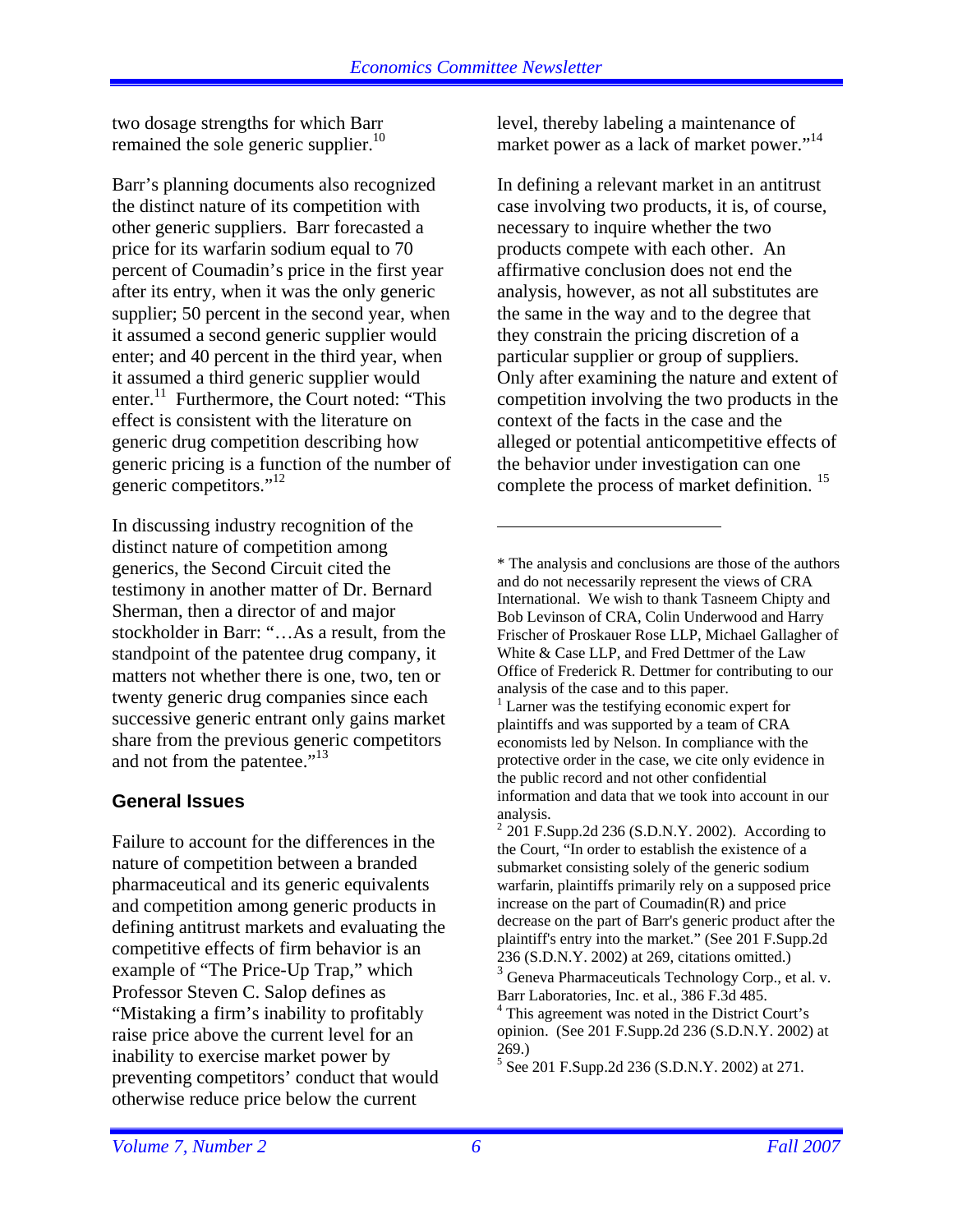two dosage strengths for which Barr remained the sole generic supplier.[10]

Barr's planning documents also recognized the distinct nature of its competition with other generic suppliers. Barr forecasted a price for its warfarin sodium equal to 70 percent of Coumadin's price in the first year after its entry, when it was the only generic supplier; 50 percent in the second year, when it assumed a second generic supplier would enter; and 40 percent in the third year, when it assumed a third generic supplier would enter.[11] Furthermore, the Court noted: "This effect is consistent with the literature on generic drug competition describing how generic pricing is a function of the number of generic competitors."[12]

In discussing industry recognition of the distinct nature of competition among generics, the Second Circuit cited the testimony in another matter of Dr. Bernard Sherman, then a director of and major stockholder in Barr: "…As a result, from the standpoint of the patentee drug company, it matters not whether there is one, two, ten or twenty generic drug companies since each successive generic entrant only gains market share from the previous generic competitors and not from the patentee."[13]

## General Issues

Failure to account for the differences in the nature of competition between a branded pharmaceutical and its generic equivalents and competition among generic products in defining antitrust markets and evaluating the competitive effects of firm behavior is an example of "The Price-Up Trap," which Professor Steven C. Salop defines as "Mistaking a firm's inability to profitably raise price above the current level for an inability to exercise market power by preventing competitors' conduct that would otherwise reduce price below the current level, thereby labeling a maintenance of market power as a lack of market power."[14]

In defining a relevant market in an antitrust case involving two products, it is, of course, necessary to inquire whether the two products compete with each other. An affirmative conclusion does not end the analysis, however, as not all substitutes are the same in the way and to the degree that they constrain the pricing discretion of a particular supplier or group of suppliers. Only after examining the nature and extent of competition involving the two products in the context of the facts in the case and the alleged or potential anticompetitive effects of the behavior under investigation can one complete the process of market definition. [15]

---

* The analysis and conclusions are those of the authors and do not necessarily represent the views of CRA International. We wish to thank Tasneem Chipty and Bob Levinson of CRA, Colin Underwood and Harry Frischer of Proskauer Rose LLP, Michael Gallagher of White & Case LLP, and Fred Dettmer of the Law Office of Frederick R. Dettmer for contributing to our analysis of the case and to this paper.

[1] Larner was the testifying economic expert for plaintiffs and was supported by a team of CRA economists led by Nelson. In compliance with the protective order in the case, we cite only evidence in the public record and not other confidential information and data that we took into account in our analysis.

[2] 201 F.Supp.2d 236 (S.D.N.Y. 2002). According to the Court, "In order to establish the existence of a submarket consisting solely of the generic sodium warfarin, plaintiffs primarily rely on a supposed price increase on the part of Coumadin(R) and price decrease on the part of Barr's generic product after the plaintiff's entry into the market." (See 201 F.Supp.2d 236 (S.D.N.Y. 2002) at 269, citations omitted.)

[3] Geneva Pharmaceuticals Technology Corp., et al. v. Barr Laboratories, Inc. et al., 386 F.3d 485.

[4] This agreement was noted in the District Court's opinion. (See 201 F.Supp.2d 236 (S.D.N.Y. 2002) at 269.)

[5] See 201 F.Supp.2d 236 (S.D.N.Y. 2002) at 271.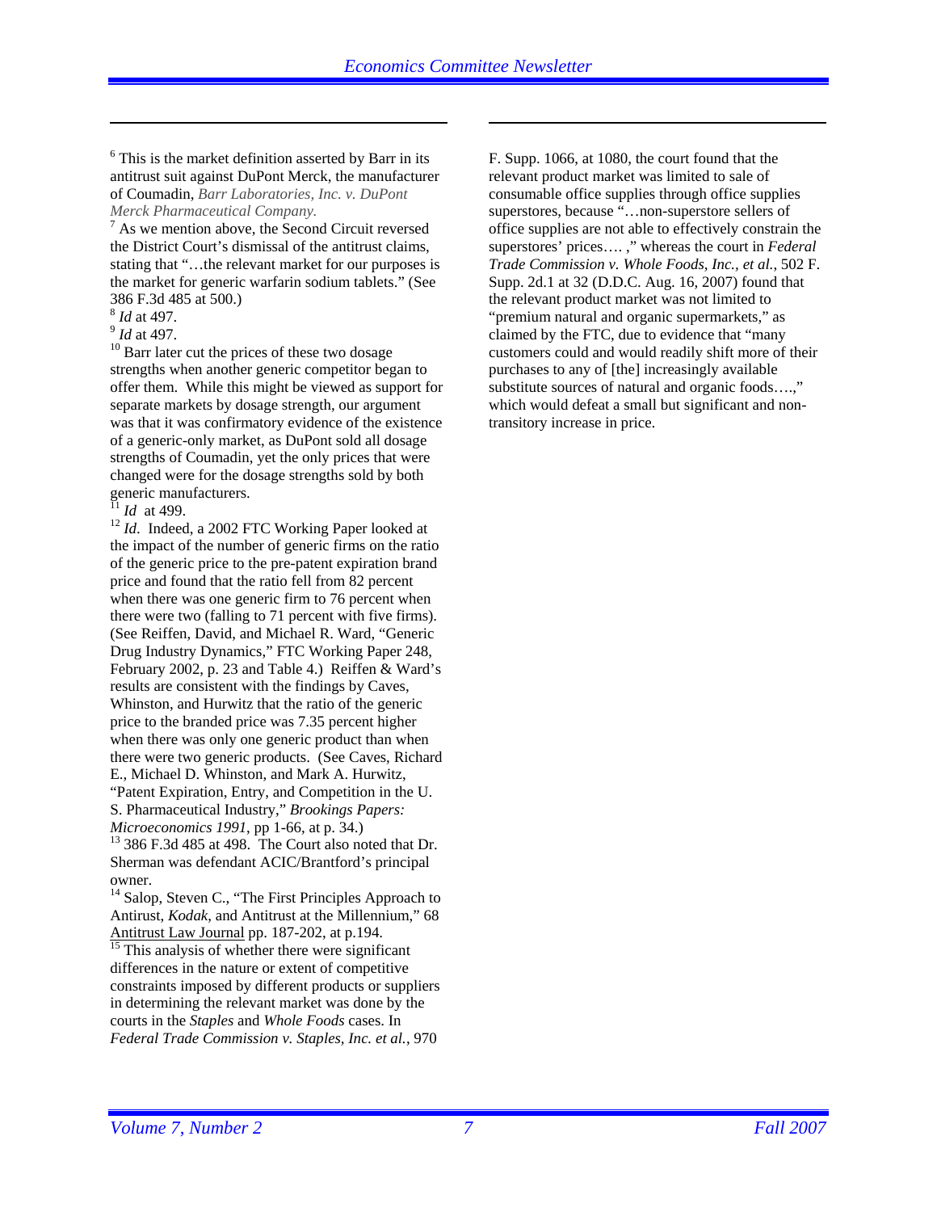[6] This is the market definition asserted by Barr in its antitrust suit against DuPont Merck, the manufacturer of Coumadin, *Barr Laboratories, Inc. v. DuPont Merck Pharmaceutical Company.*

[7] As we mention above, the Second Circuit reversed the District Court's dismissal of the antitrust claims, stating that "…the relevant market for our purposes is the market for generic warfarin sodium tablets." (See 386 F.3d 485 at 500.)

[8] *Id* at 497.

[9] *Id* at 497.

[10] Barr later cut the prices of these two dosage strengths when another generic competitor began to offer them. While this might be viewed as support for separate markets by dosage strength, our argument was that it was confirmatory evidence of the existence of a generic-only market, as DuPont sold all dosage strengths of Coumadin, yet the only prices that were changed were for the dosage strengths sold by both generic manufacturers.

[11] *Id* at 499.

[12] *Id*. Indeed, a 2002 FTC Working Paper looked at the impact of the number of generic firms on the ratio of the generic price to the pre-patent expiration brand price and found that the ratio fell from 82 percent when there was one generic firm to 76 percent when there were two (falling to 71 percent with five firms). (See Reiffen, David, and Michael R. Ward, "Generic Drug Industry Dynamics," FTC Working Paper 248, February 2002, p. 23 and Table 4.) Reiffen & Ward's results are consistent with the findings by Caves, Whinston, and Hurwitz that the ratio of the generic price to the branded price was 7.35 percent higher when there was only one generic product than when there were two generic products. (See Caves, Richard E., Michael D. Whinston, and Mark A. Hurwitz, "Patent Expiration, Entry, and Competition in the U. S. Pharmaceutical Industry," *Brookings Papers: Microeconomics 1991*, pp 1-66, at p. 34.)

[13] 386 F.3d 485 at 498. The Court also noted that Dr. Sherman was defendant ACIC/Brantford's principal owner.

[14] Salop, Steven C., "The First Principles Approach to Antirust, *Kodak*, and Antitrust at the Millennium," 68 Antitrust Law Journal pp. 187-202, at p.194.

[15] This analysis of whether there were significant differences in the nature or extent of competitive constraints imposed by different products or suppliers in determining the relevant market was done by the courts in the *Staples* and *Whole Foods* cases. In *Federal Trade Commission v. Staples, Inc. et al.*, 970 F. Supp. 1066, at 1080, the court found that the relevant product market was limited to sale of consumable office supplies through office supplies superstores, because "…non-superstore sellers of office supplies are not able to effectively constrain the superstores' prices…. ," whereas the court in *Federal Trade Commission v. Whole Foods, Inc., et al.*, 502 F. Supp. 2d.1 at 32 (D.D.C. Aug. 16, 2007) found that the relevant product market was not limited to "premium natural and organic supermarkets," as claimed by the FTC, due to evidence that "many customers could and would readily shift more of their purchases to any of [the] increasingly available substitute sources of natural and organic foods….," which would defeat a small but significant and non-transitory increase in price.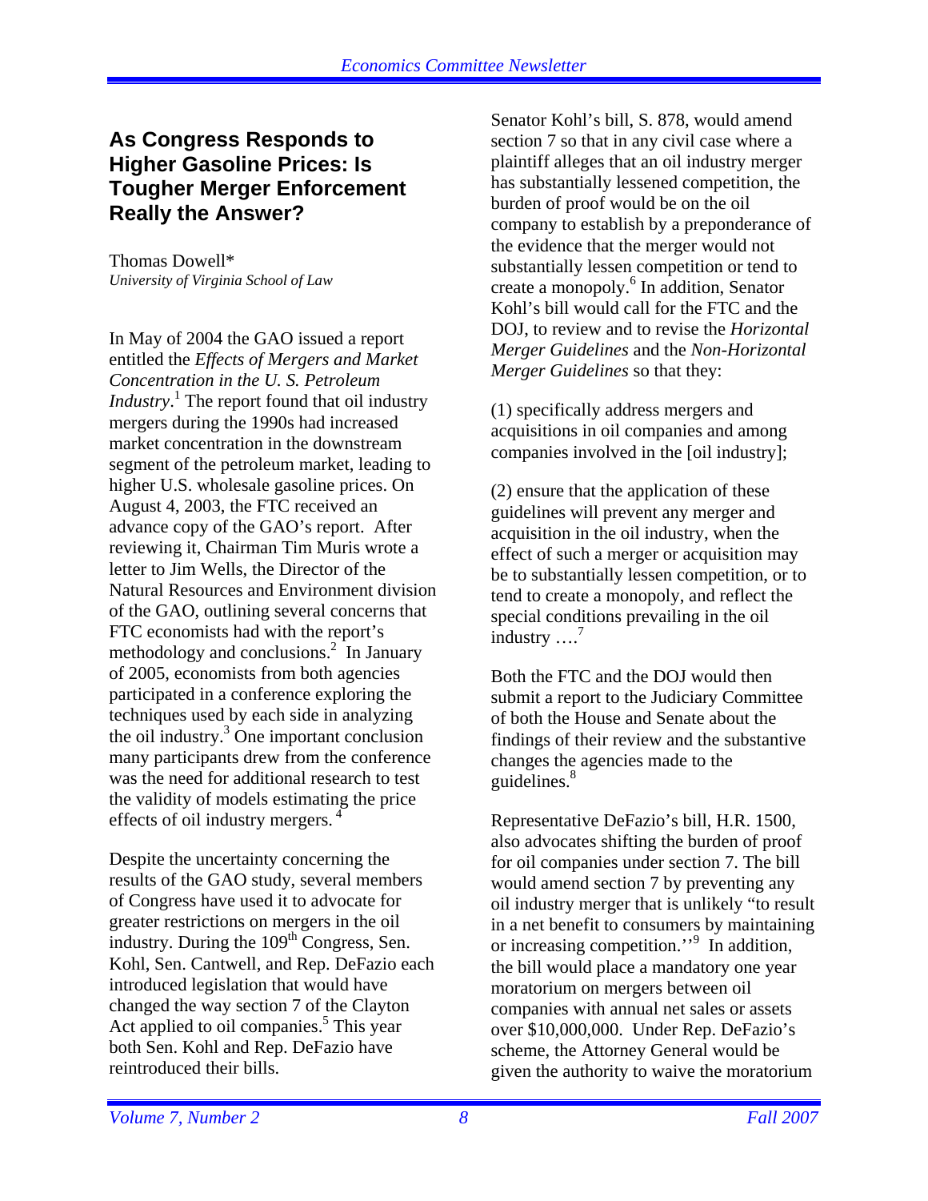## As Congress Responds to Higher Gasoline Prices: Is Tougher Merger Enforcement Really the Answer?

Thomas Dowell*
*University of Virginia School of Law*

In May of 2004 the GAO issued a report entitled the *Effects of Mergers and Market Concentration in the U. S. Petroleum Industry*.[1] The report found that oil industry mergers during the 1990s had increased market concentration in the downstream segment of the petroleum market, leading to higher U.S. wholesale gasoline prices. On August 4, 2003, the FTC received an advance copy of the GAO's report. After reviewing it, Chairman Tim Muris wrote a letter to Jim Wells, the Director of the Natural Resources and Environment division of the GAO, outlining several concerns that FTC economists had with the report's methodology and conclusions.[2] In January of 2005, economists from both agencies participated in a conference exploring the techniques used by each side in analyzing the oil industry.[3] One important conclusion many participants drew from the conference was the need for additional research to test the validity of models estimating the price effects of oil industry mergers.[4]

Despite the uncertainty concerning the results of the GAO study, several members of Congress have used it to advocate for greater restrictions on mergers in the oil industry. During the 109th Congress, Sen. Kohl, Sen. Cantwell, and Rep. DeFazio each introduced legislation that would have changed the way section 7 of the Clayton Act applied to oil companies.[5] This year both Sen. Kohl and Rep. DeFazio have reintroduced their bills.

Senator Kohl's bill, S. 878, would amend section 7 so that in any civil case where a plaintiff alleges that an oil industry merger has substantially lessened competition, the burden of proof would be on the oil company to establish by a preponderance of the evidence that the merger would not substantially lessen competition or tend to create a monopoly.[6] In addition, Senator Kohl's bill would call for the FTC and the DOJ, to review and to revise the *Horizontal Merger Guidelines* and the *Non-Horizontal Merger Guidelines* so that they:

(1) specifically address mergers and acquisitions in oil companies and among companies involved in the [oil industry];

(2) ensure that the application of these guidelines will prevent any merger and acquisition in the oil industry, when the effect of such a merger or acquisition may be to substantially lessen competition, or to tend to create a monopoly, and reflect the special conditions prevailing in the oil industry ….[7]

Both the FTC and the DOJ would then submit a report to the Judiciary Committee of both the House and Senate about the findings of their review and the substantive changes the agencies made to the guidelines.[8]

Representative DeFazio's bill, H.R. 1500, also advocates shifting the burden of proof for oil companies under section 7. The bill would amend section 7 by preventing any oil industry merger that is unlikely "to result in a net benefit to consumers by maintaining or increasing competition.''[9] In addition, the bill would place a mandatory one year moratorium on mergers between oil companies with annual net sales or assets over $10,000,000. Under Rep. DeFazio's scheme, the Attorney General would be given the authority to waive the moratorium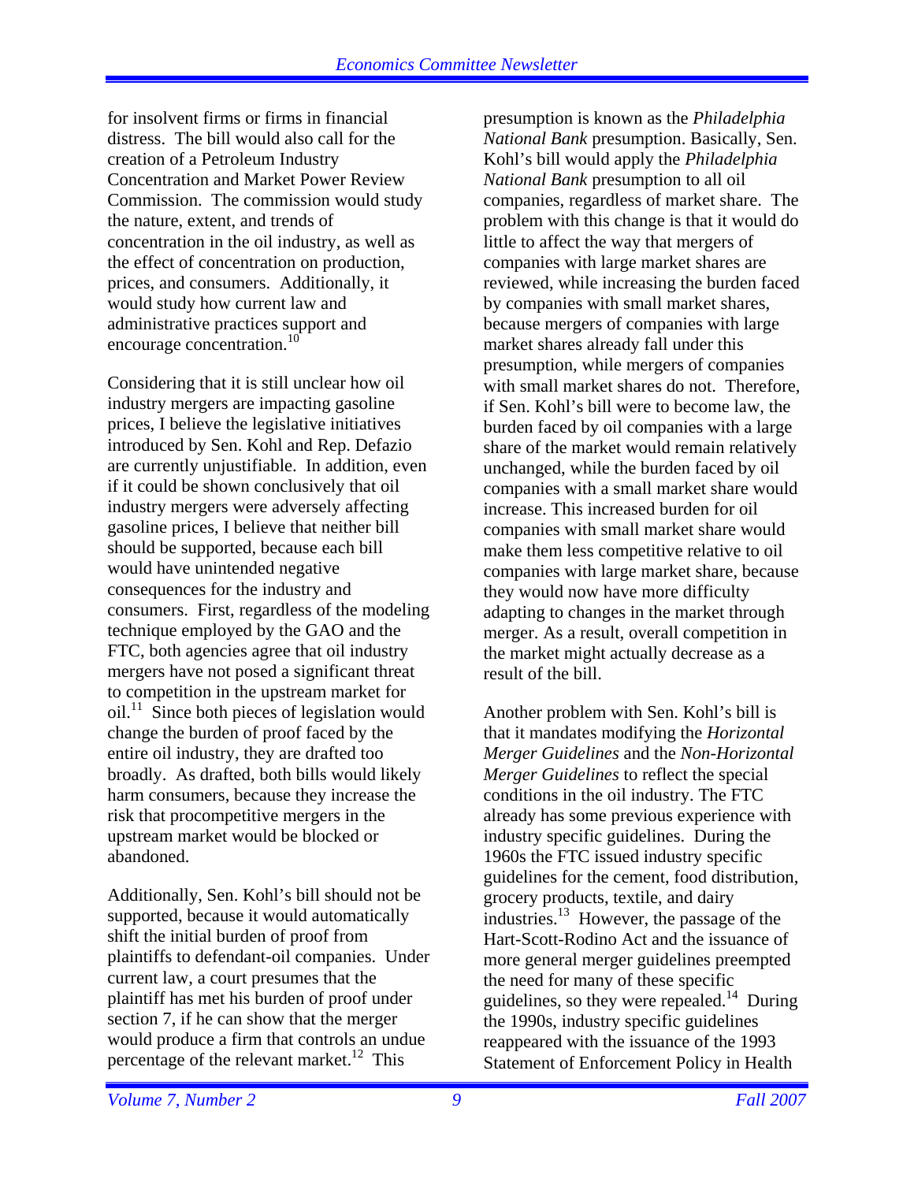for insolvent firms or firms in financial distress. The bill would also call for the creation of a Petroleum Industry Concentration and Market Power Review Commission. The commission would study the nature, extent, and trends of concentration in the oil industry, as well as the effect of concentration on production, prices, and consumers. Additionally, it would study how current law and administrative practices support and encourage concentration.[10]

Considering that it is still unclear how oil industry mergers are impacting gasoline prices, I believe the legislative initiatives introduced by Sen. Kohl and Rep. Defazio are currently unjustifiable. In addition, even if it could be shown conclusively that oil industry mergers were adversely affecting gasoline prices, I believe that neither bill should be supported, because each bill would have unintended negative consequences for the industry and consumers. First, regardless of the modeling technique employed by the GAO and the FTC, both agencies agree that oil industry mergers have not posed a significant threat to competition in the upstream market for oil.[11] Since both pieces of legislation would change the burden of proof faced by the entire oil industry, they are drafted too broadly. As drafted, both bills would likely harm consumers, because they increase the risk that procompetitive mergers in the upstream market would be blocked or abandoned.

Additionally, Sen. Kohl's bill should not be supported, because it would automatically shift the initial burden of proof from plaintiffs to defendant-oil companies. Under current law, a court presumes that the plaintiff has met his burden of proof under section 7, if he can show that the merger would produce a firm that controls an undue percentage of the relevant market.[12] This presumption is known as the *Philadelphia National Bank* presumption. Basically, Sen. Kohl's bill would apply the *Philadelphia National Bank* presumption to all oil companies, regardless of market share. The problem with this change is that it would do little to affect the way that mergers of companies with large market shares are reviewed, while increasing the burden faced by companies with small market shares, because mergers of companies with large market shares already fall under this presumption, while mergers of companies with small market shares do not. Therefore, if Sen. Kohl's bill were to become law, the burden faced by oil companies with a large share of the market would remain relatively unchanged, while the burden faced by oil companies with a small market share would increase. This increased burden for oil companies with small market share would make them less competitive relative to oil companies with large market share, because they would now have more difficulty adapting to changes in the market through merger. As a result, overall competition in the market might actually decrease as a result of the bill.

Another problem with Sen. Kohl's bill is that it mandates modifying the *Horizontal Merger Guidelines* and the *Non-Horizontal Merger Guidelines* to reflect the special conditions in the oil industry. The FTC already has some previous experience with industry specific guidelines. During the 1960s the FTC issued industry specific guidelines for the cement, food distribution, grocery products, textile, and dairy industries.[13] However, the passage of the Hart-Scott-Rodino Act and the issuance of more general merger guidelines preempted the need for many of these specific guidelines, so they were repealed.[14] During the 1990s, industry specific guidelines reappeared with the issuance of the 1993 Statement of Enforcement Policy in Health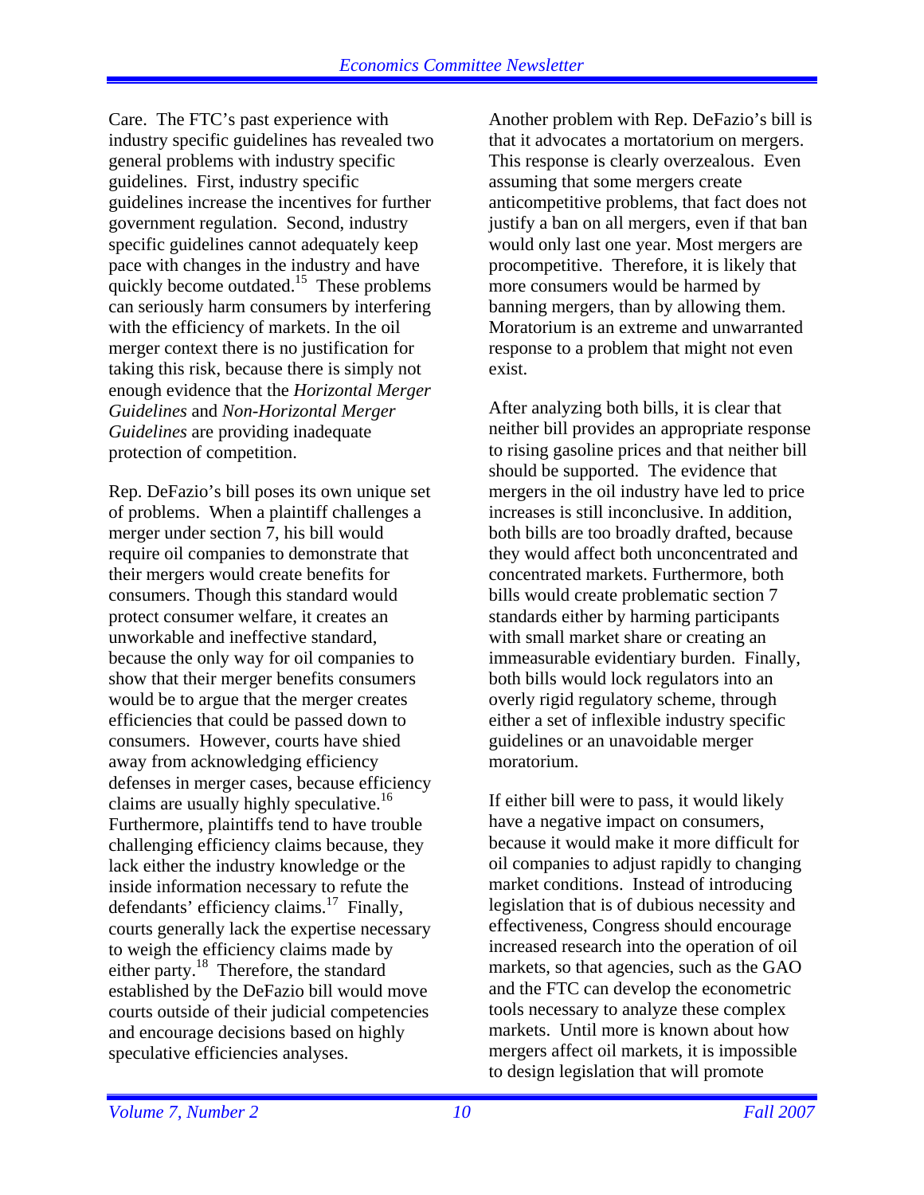Care. The FTC's past experience with industry specific guidelines has revealed two general problems with industry specific guidelines. First, industry specific guidelines increase the incentives for further government regulation. Second, industry specific guidelines cannot adequately keep pace with changes in the industry and have quickly become outdated.[15] These problems can seriously harm consumers by interfering with the efficiency of markets. In the oil merger context there is no justification for taking this risk, because there is simply not enough evidence that the *Horizontal Merger Guidelines* and *Non-Horizontal Merger Guidelines* are providing inadequate protection of competition.

Rep. DeFazio's bill poses its own unique set of problems. When a plaintiff challenges a merger under section 7, his bill would require oil companies to demonstrate that their mergers would create benefits for consumers. Though this standard would protect consumer welfare, it creates an unworkable and ineffective standard, because the only way for oil companies to show that their merger benefits consumers would be to argue that the merger creates efficiencies that could be passed down to consumers. However, courts have shied away from acknowledging efficiency defenses in merger cases, because efficiency claims are usually highly speculative.[16] Furthermore, plaintiffs tend to have trouble challenging efficiency claims because, they lack either the industry knowledge or the inside information necessary to refute the defendants' efficiency claims.[17] Finally, courts generally lack the expertise necessary to weigh the efficiency claims made by either party.[18] Therefore, the standard established by the DeFazio bill would move courts outside of their judicial competencies and encourage decisions based on highly speculative efficiencies analyses.

Another problem with Rep. DeFazio's bill is that it advocates a mortatorium on mergers. This response is clearly overzealous. Even assuming that some mergers create anticompetitive problems, that fact does not justify a ban on all mergers, even if that ban would only last one year. Most mergers are procompetitive. Therefore, it is likely that more consumers would be harmed by banning mergers, than by allowing them. Moratorium is an extreme and unwarranted response to a problem that might not even exist.

After analyzing both bills, it is clear that neither bill provides an appropriate response to rising gasoline prices and that neither bill should be supported. The evidence that mergers in the oil industry have led to price increases is still inconclusive. In addition, both bills are too broadly drafted, because they would affect both unconcentrated and concentrated markets. Furthermore, both bills would create problematic section 7 standards either by harming participants with small market share or creating an immeasurable evidentiary burden. Finally, both bills would lock regulators into an overly rigid regulatory scheme, through either a set of inflexible industry specific guidelines or an unavoidable merger moratorium.

If either bill were to pass, it would likely have a negative impact on consumers, because it would make it more difficult for oil companies to adjust rapidly to changing market conditions. Instead of introducing legislation that is of dubious necessity and effectiveness, Congress should encourage increased research into the operation of oil markets, so that agencies, such as the GAO and the FTC can develop the econometric tools necessary to analyze these complex markets. Until more is known about how mergers affect oil markets, it is impossible to design legislation that will promote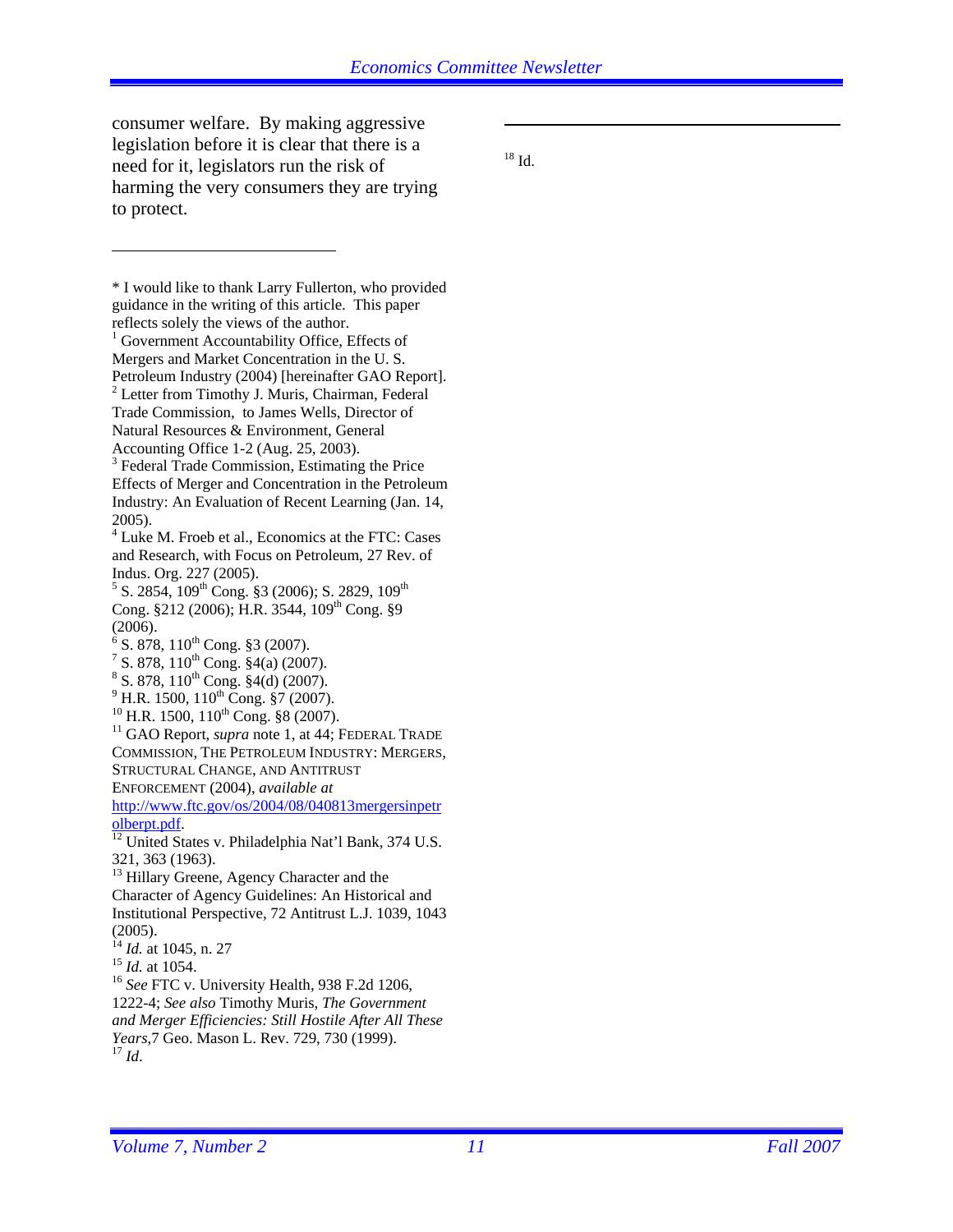consumer welfare. By making aggressive legislation before it is clear that there is a need for it, legislators run the risk of harming the very consumers they are trying to protect.

---

\* I would like to thank Larry Fullerton, who provided guidance in the writing of this article. This paper reflects solely the views of the author.

[1] Government Accountability Office, Effects of Mergers and Market Concentration in the U. S. Petroleum Industry (2004) [hereinafter GAO Report].

[2] Letter from Timothy J. Muris, Chairman, Federal Trade Commission, to James Wells, Director of Natural Resources & Environment, General Accounting Office 1-2 (Aug. 25, 2003).

[3] Federal Trade Commission, Estimating the Price Effects of Merger and Concentration in the Petroleum Industry: An Evaluation of Recent Learning (Jan. 14, 2005).

[4] Luke M. Froeb et al., Economics at the FTC: Cases and Research, with Focus on Petroleum, 27 Rev. of Indus. Org. 227 (2005).

[5] S. 2854, 109th Cong. §3 (2006); S. 2829, 109th Cong. §212 (2006); H.R. 3544, 109th Cong. §9 (2006).

[6] S. 878, 110th Cong. §3 (2007).

[7] S. 878, 110th Cong. §4(a) (2007).

[8] S. 878, 110th Cong. §4(d) (2007).

[9] H.R. 1500, 110th Cong. §7 (2007).

[10] H.R. 1500, 110th Cong. §8 (2007).

[11] GAO Report, *supra* note 1, at 44; FEDERAL TRADE COMMISSION, THE PETROLEUM INDUSTRY: MERGERS, STRUCTURAL CHANGE, AND ANTITRUST ENFORCEMENT (2004), *available at* http://www.ftc.gov/os/2004/08/040813mergersinpetrolberpt.pdf.

[12] United States v. Philadelphia Nat'l Bank, 374 U.S. 321, 363 (1963).

[13] Hillary Greene, Agency Character and the Character of Agency Guidelines: An Historical and Institutional Perspective, 72 Antitrust L.J. 1039, 1043 (2005).

[14] *Id.* at 1045, n. 27

[15] *Id.* at 1054.

[16] *See* FTC v. University Health, 938 F.2d 1206, 1222-4; *See also* Timothy Muris, *The Government and Merger Efficiencies: Still Hostile After All These Years*,7 Geo. Mason L. Rev. 729, 730 (1999).

[17] *Id*.

[18] Id.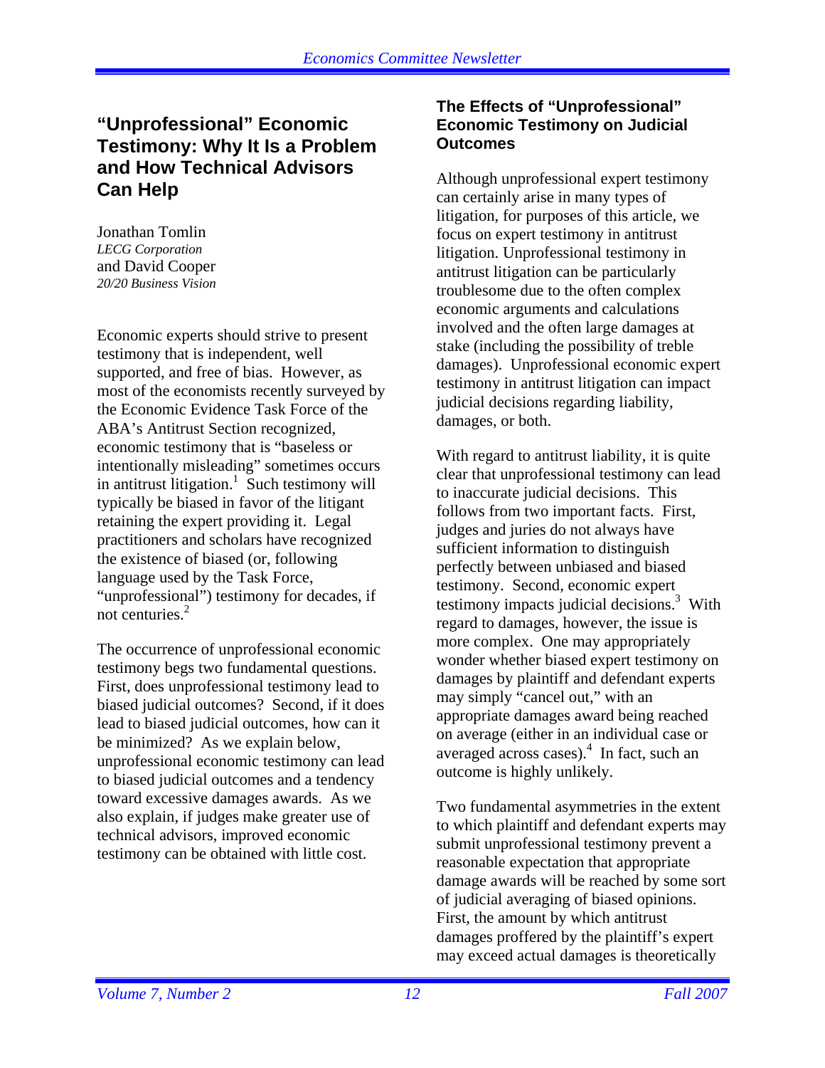## "Unprofessional" Economic Testimony: Why It Is a Problem and How Technical Advisors Can Help

Jonathan Tomlin
*LECG Corporation*
and David Cooper
*20/20 Business Vision*

Economic experts should strive to present testimony that is independent, well supported, and free of bias. However, as most of the economists recently surveyed by the Economic Evidence Task Force of the ABA's Antitrust Section recognized, economic testimony that is "baseless or intentionally misleading" sometimes occurs in antitrust litigation.[1] Such testimony will typically be biased in favor of the litigant retaining the expert providing it. Legal practitioners and scholars have recognized the existence of biased (or, following language used by the Task Force, "unprofessional") testimony for decades, if not centuries.[2]

The occurrence of unprofessional economic testimony begs two fundamental questions. First, does unprofessional testimony lead to biased judicial outcomes? Second, if it does lead to biased judicial outcomes, how can it be minimized? As we explain below, unprofessional economic testimony can lead to biased judicial outcomes and a tendency toward excessive damages awards. As we also explain, if judges make greater use of technical advisors, improved economic testimony can be obtained with little cost.

### The Effects of "Unprofessional" Economic Testimony on Judicial Outcomes

Although unprofessional expert testimony can certainly arise in many types of litigation, for purposes of this article, we focus on expert testimony in antitrust litigation. Unprofessional testimony in antitrust litigation can be particularly troublesome due to the often complex economic arguments and calculations involved and the often large damages at stake (including the possibility of treble damages). Unprofessional economic expert testimony in antitrust litigation can impact judicial decisions regarding liability, damages, or both.

With regard to antitrust liability, it is quite clear that unprofessional testimony can lead to inaccurate judicial decisions. This follows from two important facts. First, judges and juries do not always have sufficient information to distinguish perfectly between unbiased and biased testimony. Second, economic expert testimony impacts judicial decisions.[3] With regard to damages, however, the issue is more complex. One may appropriately wonder whether biased expert testimony on damages by plaintiff and defendant experts may simply "cancel out," with an appropriate damages award being reached on average (either in an individual case or averaged across cases).[4] In fact, such an outcome is highly unlikely.

Two fundamental asymmetries in the extent to which plaintiff and defendant experts may submit unprofessional testimony prevent a reasonable expectation that appropriate damage awards will be reached by some sort of judicial averaging of biased opinions. First, the amount by which antitrust damages proffered by the plaintiff's expert may exceed actual damages is theoretically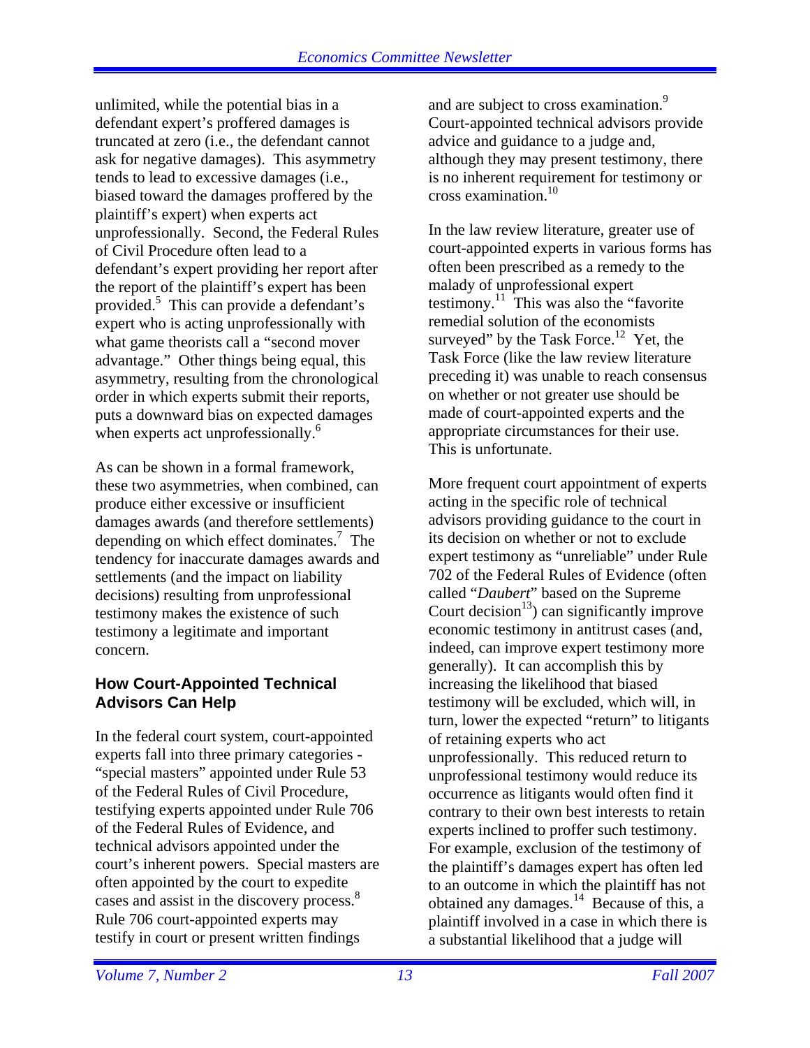unlimited, while the potential bias in a defendant expert's proffered damages is truncated at zero (i.e., the defendant cannot ask for negative damages). This asymmetry tends to lead to excessive damages (i.e., biased toward the damages proffered by the plaintiff's expert) when experts act unprofessionally. Second, the Federal Rules of Civil Procedure often lead to a defendant's expert providing her report after the report of the plaintiff's expert has been provided.[5] This can provide a defendant's expert who is acting unprofessionally with what game theorists call a "second mover advantage." Other things being equal, this asymmetry, resulting from the chronological order in which experts submit their reports, puts a downward bias on expected damages when experts act unprofessionally.[6]

As can be shown in a formal framework, these two asymmetries, when combined, can produce either excessive or insufficient damages awards (and therefore settlements) depending on which effect dominates.[7] The tendency for inaccurate damages awards and settlements (and the impact on liability decisions) resulting from unprofessional testimony makes the existence of such testimony a legitimate and important concern.

### How Court-Appointed Technical Advisors Can Help

In the federal court system, court-appointed experts fall into three primary categories - "special masters" appointed under Rule 53 of the Federal Rules of Civil Procedure, testifying experts appointed under Rule 706 of the Federal Rules of Evidence, and technical advisors appointed under the court's inherent powers. Special masters are often appointed by the court to expedite cases and assist in the discovery process.[8] Rule 706 court-appointed experts may testify in court or present written findings and are subject to cross examination.[9] Court-appointed technical advisors provide advice and guidance to a judge and, although they may present testimony, there is no inherent requirement for testimony or cross examination.[10]

In the law review literature, greater use of court-appointed experts in various forms has often been prescribed as a remedy to the malady of unprofessional expert testimony.[11] This was also the "favorite remedial solution of the economists surveyed" by the Task Force.[12] Yet, the Task Force (like the law review literature preceding it) was unable to reach consensus on whether or not greater use should be made of court-appointed experts and the appropriate circumstances for their use. This is unfortunate.

More frequent court appointment of experts acting in the specific role of technical advisors providing guidance to the court in its decision on whether or not to exclude expert testimony as "unreliable" under Rule 702 of the Federal Rules of Evidence (often called "*Daubert*" based on the Supreme Court decision[13]) can significantly improve economic testimony in antitrust cases (and, indeed, can improve expert testimony more generally). It can accomplish this by increasing the likelihood that biased testimony will be excluded, which will, in turn, lower the expected "return" to litigants of retaining experts who act unprofessionally. This reduced return to unprofessional testimony would reduce its occurrence as litigants would often find it contrary to their own best interests to retain experts inclined to proffer such testimony. For example, exclusion of the testimony of the plaintiff's damages expert has often led to an outcome in which the plaintiff has not obtained any damages.[14] Because of this, a plaintiff involved in a case in which there is a substantial likelihood that a judge will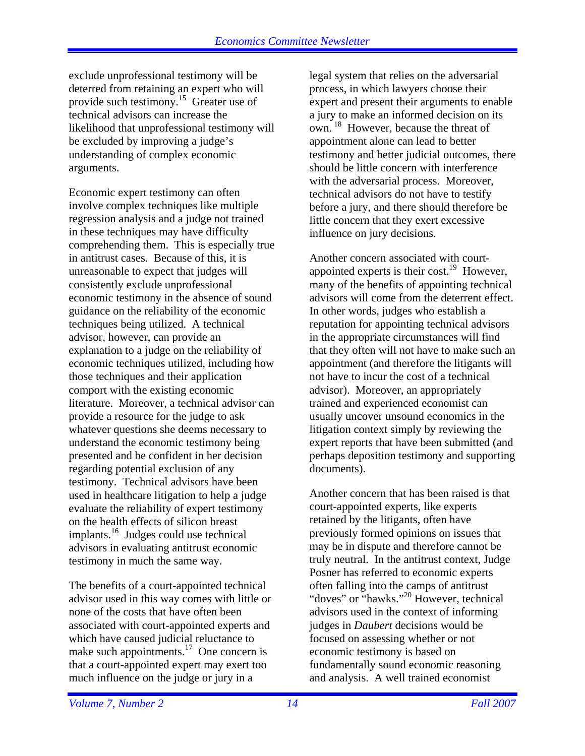exclude unprofessional testimony will be deterred from retaining an expert who will provide such testimony.[15] Greater use of technical advisors can increase the likelihood that unprofessional testimony will be excluded by improving a judge's understanding of complex economic arguments.

Economic expert testimony can often involve complex techniques like multiple regression analysis and a judge not trained in these techniques may have difficulty comprehending them. This is especially true in antitrust cases. Because of this, it is unreasonable to expect that judges will consistently exclude unprofessional economic testimony in the absence of sound guidance on the reliability of the economic techniques being utilized. A technical advisor, however, can provide an explanation to a judge on the reliability of economic techniques utilized, including how those techniques and their application comport with the existing economic literature. Moreover, a technical advisor can provide a resource for the judge to ask whatever questions she deems necessary to understand the economic testimony being presented and be confident in her decision regarding potential exclusion of any testimony. Technical advisors have been used in healthcare litigation to help a judge evaluate the reliability of expert testimony on the health effects of silicon breast implants.[16] Judges could use technical advisors in evaluating antitrust economic testimony in much the same way.

The benefits of a court-appointed technical advisor used in this way comes with little or none of the costs that have often been associated with court-appointed experts and which have caused judicial reluctance to make such appointments.[17] One concern is that a court-appointed expert may exert too much influence on the judge or jury in a legal system that relies on the adversarial process, in which lawyers choose their expert and present their arguments to enable a jury to make an informed decision on its own.[18] However, because the threat of appointment alone can lead to better testimony and better judicial outcomes, there should be little concern with interference with the adversarial process. Moreover, technical advisors do not have to testify before a jury, and there should therefore be little concern that they exert excessive influence on jury decisions.

Another concern associated with court-appointed experts is their cost.[19] However, many of the benefits of appointing technical advisors will come from the deterrent effect. In other words, judges who establish a reputation for appointing technical advisors in the appropriate circumstances will find that they often will not have to make such an appointment (and therefore the litigants will not have to incur the cost of a technical advisor). Moreover, an appropriately trained and experienced economist can usually uncover unsound economics in the litigation context simply by reviewing the expert reports that have been submitted (and perhaps deposition testimony and supporting documents).

Another concern that has been raised is that court-appointed experts, like experts retained by the litigants, often have previously formed opinions on issues that may be in dispute and therefore cannot be truly neutral. In the antitrust context, Judge Posner has referred to economic experts often falling into the camps of antitrust "doves" or "hawks."[20] However, technical advisors used in the context of informing judges in *Daubert* decisions would be focused on assessing whether or not economic testimony is based on fundamentally sound economic reasoning and analysis. A well trained economist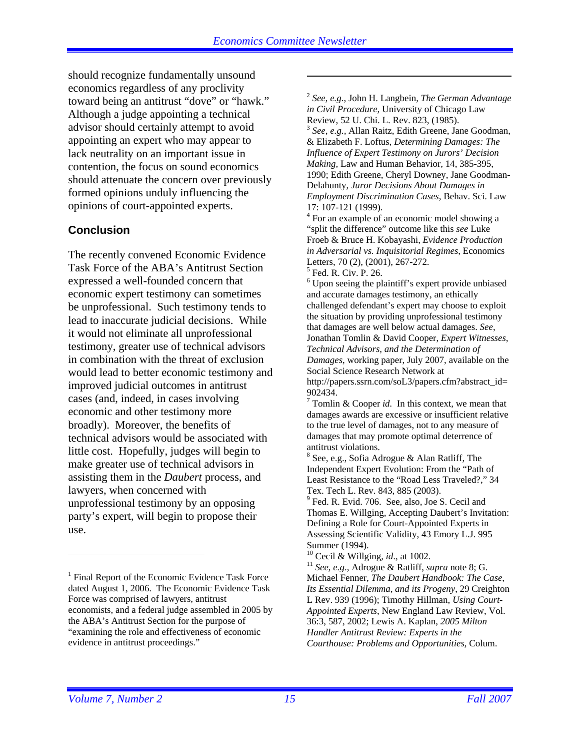should recognize fundamentally unsound economics regardless of any proclivity toward being an antitrust "dove" or "hawk." Although a judge appointing a technical advisor should certainly attempt to avoid appointing an expert who may appear to lack neutrality on an important issue in contention, the focus on sound economics should attenuate the concern over previously formed opinions unduly influencing the opinions of court-appointed experts.

## Conclusion

The recently convened Economic Evidence Task Force of the ABA's Antitrust Section expressed a well-founded concern that economic expert testimony can sometimes be unprofessional. Such testimony tends to lead to inaccurate judicial decisions. While it would not eliminate all unprofessional testimony, greater use of technical advisors in combination with the threat of exclusion would lead to better economic testimony and improved judicial outcomes in antitrust cases (and, indeed, in cases involving economic and other testimony more broadly). Moreover, the benefits of technical advisors would be associated with little cost. Hopefully, judges will begin to make greater use of technical advisors in assisting them in the *Daubert* process, and lawyers, when concerned with unprofessional testimony by an opposing party's expert, will begin to propose their use.

---

[1] Final Report of the Economic Evidence Task Force dated August 1, 2006. The Economic Evidence Task Force was comprised of lawyers, antitrust economists, and a federal judge assembled in 2005 by the ABA's Antitrust Section for the purpose of "examining the role and effectiveness of economic evidence in antitrust proceedings."

[2] *See, e.g*., John H. Langbein, *The German Advantage in Civil Procedure*, University of Chicago Law Review, 52 U. Chi. L. Rev. 823, (1985).

[3] *See, e.g.*, Allan Raitz, Edith Greene, Jane Goodman, & Elizabeth F. Loftus, *Determining Damages: The Influence of Expert Testimony on Jurors' Decision Making*, Law and Human Behavior, 14, 385-395, 1990; Edith Greene, Cheryl Downey, Jane Goodman-Delahunty, *Juror Decisions About Damages in Employment Discrimination Cases*, Behav. Sci. Law 17: 107-121 (1999).

[4] For an example of an economic model showing a "split the difference" outcome like this *see* Luke Froeb & Bruce H. Kobayashi, *Evidence Production in Adversarial vs. Inquisitorial Regimes*, Economics Letters, 70 (2), (2001), 267-272.

[5] Fed. R. Civ. P. 26.

[6] Upon seeing the plaintiff's expert provide unbiased and accurate damages testimony, an ethically challenged defendant's expert may choose to exploit the situation by providing unprofessional testimony that damages are well below actual damages. *See*, Jonathan Tomlin & David Cooper, *Expert Witnesses, Technical Advisors, and the Determination of Damages*, working paper, July 2007, available on the Social Science Research Network at http://papers.ssrn.com/soL3/papers.cfm?abstract_id=902434.

[7] Tomlin & Cooper *id*. In this context, we mean that damages awards are excessive or insufficient relative to the true level of damages, not to any measure of damages that may promote optimal deterrence of antitrust violations.

[8] See, e.g., Sofia Adrogue & Alan Ratliff, The Independent Expert Evolution: From the "Path of Least Resistance to the "Road Less Traveled?," 34 Tex. Tech L. Rev. 843, 885 (2003).

[9] Fed. R. Evid. 706. See, also, Joe S. Cecil and Thomas E. Willging, Accepting Daubert's Invitation: Defining a Role for Court-Appointed Experts in Assessing Scientific Validity, 43 Emory L.J. 995 Summer (1994).

[10] Cecil & Willging, *id*., at 1002.

[11] *See, e.g*., Adrogue & Ratliff, *supra* note 8; G. Michael Fenner, *The Daubert Handbook: The Case, Its Essential Dilemma, and its Progeny*, 29 Creighton L Rev. 939 (1996); Timothy Hillman, *Using Court-Appointed Experts*, New England Law Review, Vol. 36:3, 587, 2002; Lewis A. Kaplan, *2005 Milton Handler Antitrust Review: Experts in the Courthouse: Problems and Opportunities*, Colum.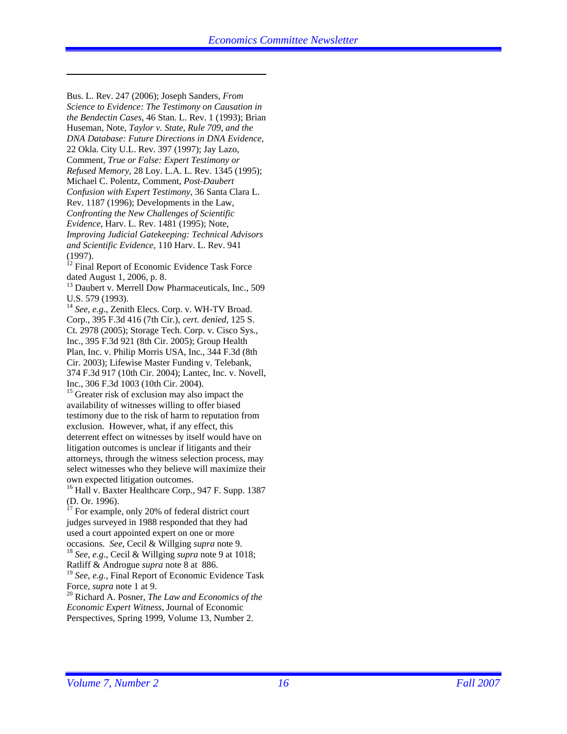Bus. L. Rev. 247 (2006); Joseph Sanders, *From Science to Evidence: The Testimony on Causation in the Bendectin Cases*, 46 Stan. L. Rev. 1 (1993); Brian Huseman, Note, *Taylor v. State, Rule 709, and the DNA Database: Future Directions in DNA Evidence*, 22 Okla. City U.L. Rev. 397 (1997); Jay Lazo, Comment, *True or False: Expert Testimony or Refused Memory*, 28 Loy. L.A. L. Rev. 1345 (1995); Michael C. Polentz, Comment, *Post-Daubert Confusion with Expert Testimony*, 36 Santa Clara L. Rev. 1187 (1996); Developments in the Law, *Confronting the New Challenges of Scientific Evidence*, Harv. L. Rev. 1481 (1995); Note, *Improving Judicial Gatekeeping: Technical Advisors and Scientific Evidence*, 110 Harv. L. Rev. 941 (1997).

[12] Final Report of Economic Evidence Task Force dated August 1, 2006, p. 8.

[13] Daubert v. Merrell Dow Pharmaceuticals, Inc., 509 U.S. 579 (1993).

[14] *See, e.g.*, Zenith Elecs. Corp. v. WH-TV Broad. Corp., 395 F.3d 416 (7th Cir.), *cert. denied*, 125 S. Ct. 2978 (2005); Storage Tech. Corp. v. Cisco Sys., Inc., 395 F.3d 921 (8th Cir. 2005); Group Health Plan, Inc. v. Philip Morris USA, Inc., 344 F.3d (8th Cir. 2003); Lifewise Master Funding v. Telebank, 374 F.3d 917 (10th Cir. 2004); Lantec, Inc. v. Novell, Inc., 306 F.3d 1003 (10th Cir. 2004).

[15] Greater risk of exclusion may also impact the availability of witnesses willing to offer biased testimony due to the risk of harm to reputation from exclusion. However, what, if any effect, this deterrent effect on witnesses by itself would have on litigation outcomes is unclear if litigants and their attorneys, through the witness selection process, may select witnesses who they believe will maximize their own expected litigation outcomes.

[16] Hall v. Baxter Healthcare Corp., 947 F. Supp. 1387 (D. Or. 1996).

[17] For example, only 20% of federal district court judges surveyed in 1988 responded that they had used a court appointed expert on one or more occasions. *See*, Cecil & Willging *supra* note 9.

[18] *See, e.g.*, Cecil & Willging *supra* note 9 at 1018; Ratliff & Androgue *supra* note 8 at 886.

[19] *See, e.g.*, Final Report of Economic Evidence Task Force, *supra* note 1 at 9.

[20] Richard A. Posner, *The Law and Economics of the Economic Expert Witness*, Journal of Economic Perspectives, Spring 1999, Volume 13, Number 2.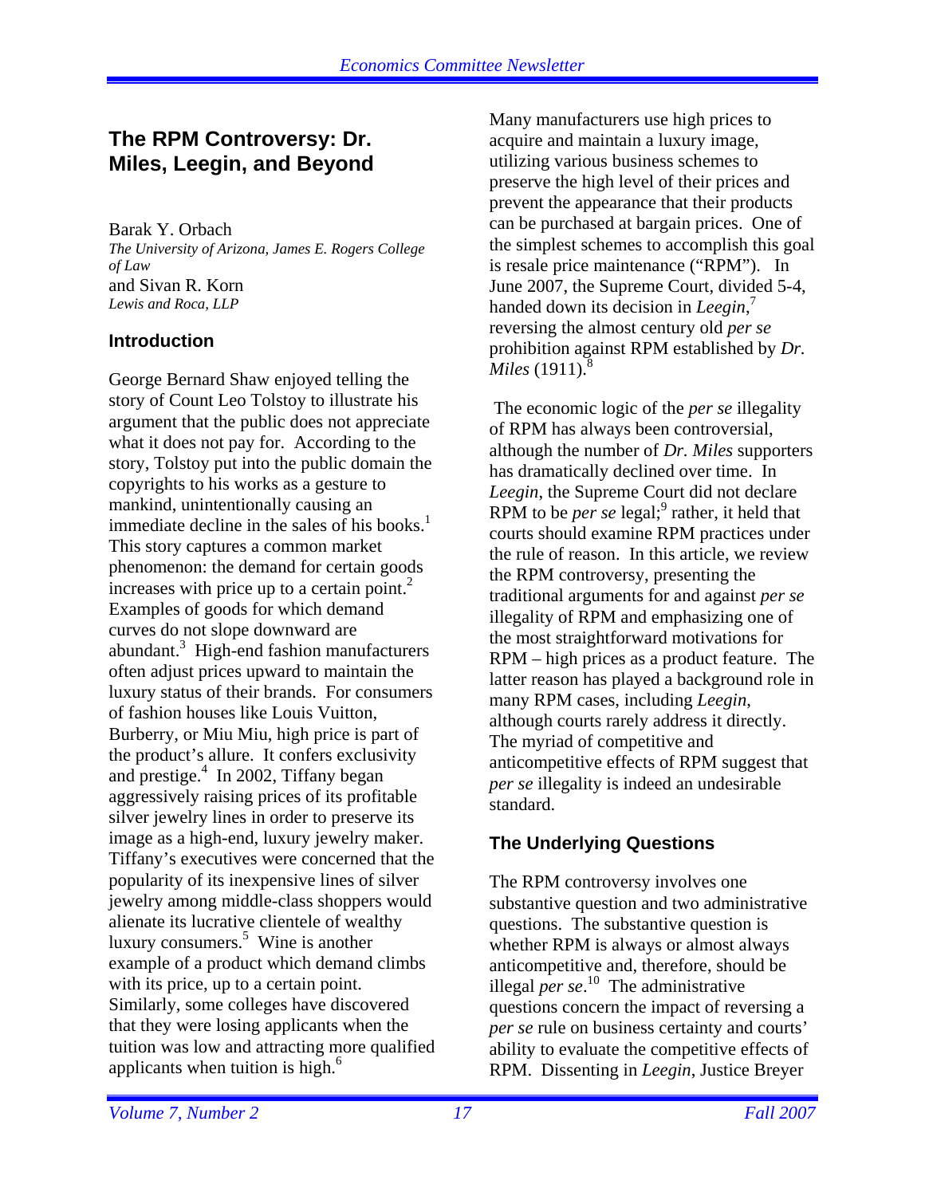## The RPM Controversy: Dr. Miles, Leegin, and Beyond

Barak Y. Orbach
*The University of Arizona, James E. Rogers College of Law*
and Sivan R. Korn
*Lewis and Roca, LLP*

### Introduction

George Bernard Shaw enjoyed telling the story of Count Leo Tolstoy to illustrate his argument that the public does not appreciate what it does not pay for. According to the story, Tolstoy put into the public domain the copyrights to his works as a gesture to mankind, unintentionally causing an immediate decline in the sales of his books.[1] This story captures a common market phenomenon: the demand for certain goods increases with price up to a certain point.[2] Examples of goods for which demand curves do not slope downward are abundant.[3] High-end fashion manufacturers often adjust prices upward to maintain the luxury status of their brands. For consumers of fashion houses like Louis Vuitton, Burberry, or Miu Miu, high price is part of the product's allure. It confers exclusivity and prestige.[4] In 2002, Tiffany began aggressively raising prices of its profitable silver jewelry lines in order to preserve its image as a high-end, luxury jewelry maker. Tiffany's executives were concerned that the popularity of its inexpensive lines of silver jewelry among middle-class shoppers would alienate its lucrative clientele of wealthy luxury consumers.[5] Wine is another example of a product which demand climbs with its price, up to a certain point. Similarly, some colleges have discovered that they were losing applicants when the tuition was low and attracting more qualified applicants when tuition is high.[6]

Many manufacturers use high prices to acquire and maintain a luxury image, utilizing various business schemes to preserve the high level of their prices and prevent the appearance that their products can be purchased at bargain prices. One of the simplest schemes to accomplish this goal is resale price maintenance ("RPM"). In June 2007, the Supreme Court, divided 5-4, handed down its decision in *Leegin*,[7] reversing the almost century old *per se* prohibition against RPM established by *Dr. Miles* (1911).[8]

The economic logic of the *per se* illegality of RPM has always been controversial, although the number of *Dr. Miles* supporters has dramatically declined over time. In *Leegin*, the Supreme Court did not declare RPM to be *per se* legal;[9] rather, it held that courts should examine RPM practices under the rule of reason. In this article, we review the RPM controversy, presenting the traditional arguments for and against *per se* illegality of RPM and emphasizing one of the most straightforward motivations for RPM – high prices as a product feature. The latter reason has played a background role in many RPM cases, including *Leegin*, although courts rarely address it directly. The myriad of competitive and anticompetitive effects of RPM suggest that *per se* illegality is indeed an undesirable standard.

### The Underlying Questions

The RPM controversy involves one substantive question and two administrative questions. The substantive question is whether RPM is always or almost always anticompetitive and, therefore, should be illegal *per se*.[10] The administrative questions concern the impact of reversing a *per se* rule on business certainty and courts' ability to evaluate the competitive effects of RPM. Dissenting in *Leegin*, Justice Breyer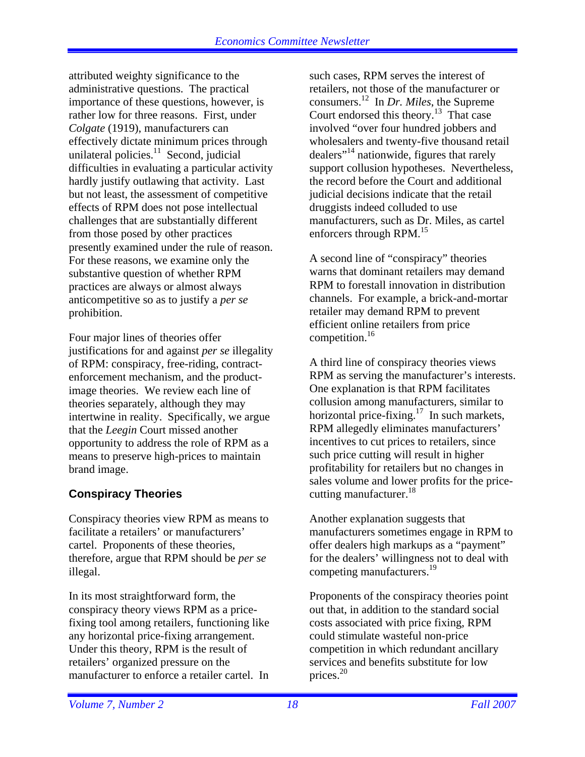attributed weighty significance to the administrative questions. The practical importance of these questions, however, is rather low for three reasons. First, under *Colgate* (1919), manufacturers can effectively dictate minimum prices through unilateral policies.[11] Second, judicial difficulties in evaluating a particular activity hardly justify outlawing that activity. Last but not least, the assessment of competitive effects of RPM does not pose intellectual challenges that are substantially different from those posed by other practices presently examined under the rule of reason. For these reasons, we examine only the substantive question of whether RPM practices are always or almost always anticompetitive so as to justify a *per se* prohibition.

Four major lines of theories offer justifications for and against *per se* illegality of RPM: conspiracy, free-riding, contract-enforcement mechanism, and the product-image theories. We review each line of theories separately, although they may intertwine in reality. Specifically, we argue that the *Leegin* Court missed another opportunity to address the role of RPM as a means to preserve high-prices to maintain brand image.

### Conspiracy Theories

Conspiracy theories view RPM as means to facilitate a retailers' or manufacturers' cartel. Proponents of these theories, therefore, argue that RPM should be *per se* illegal.

In its most straightforward form, the conspiracy theory views RPM as a price-fixing tool among retailers, functioning like any horizontal price-fixing arrangement. Under this theory, RPM is the result of retailers' organized pressure on the manufacturer to enforce a retailer cartel. In such cases, RPM serves the interest of retailers, not those of the manufacturer or consumers.[12] In *Dr. Miles*, the Supreme Court endorsed this theory.[13] That case involved "over four hundred jobbers and wholesalers and twenty-five thousand retail dealers"[14] nationwide, figures that rarely support collusion hypotheses. Nevertheless, the record before the Court and additional judicial decisions indicate that the retail druggists indeed colluded to use manufacturers, such as Dr. Miles, as cartel enforcers through RPM.[15]

A second line of "conspiracy" theories warns that dominant retailers may demand RPM to forestall innovation in distribution channels. For example, a brick-and-mortar retailer may demand RPM to prevent efficient online retailers from price competition.[16]

A third line of conspiracy theories views RPM as serving the manufacturer's interests. One explanation is that RPM facilitates collusion among manufacturers, similar to horizontal price-fixing.[17] In such markets, RPM allegedly eliminates manufacturers' incentives to cut prices to retailers, since such price cutting will result in higher profitability for retailers but no changes in sales volume and lower profits for the price-cutting manufacturer.[18]

Another explanation suggests that manufacturers sometimes engage in RPM to offer dealers high markups as a "payment" for the dealers' willingness not to deal with competing manufacturers.[19]

Proponents of the conspiracy theories point out that, in addition to the standard social costs associated with price fixing, RPM could stimulate wasteful non-price competition in which redundant ancillary services and benefits substitute for low prices.[20]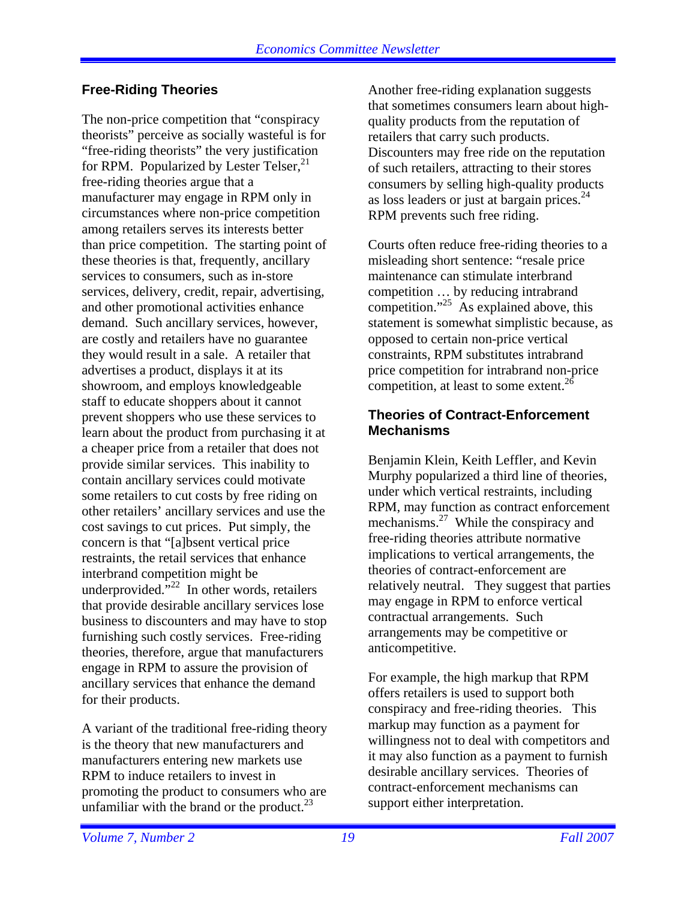## Free-Riding Theories

The non-price competition that "conspiracy theorists" perceive as socially wasteful is for "free-riding theorists" the very justification for RPM. Popularized by Lester Telser,[21] free-riding theories argue that a manufacturer may engage in RPM only in circumstances where non-price competition among retailers serves its interests better than price competition. The starting point of these theories is that, frequently, ancillary services to consumers, such as in-store services, delivery, credit, repair, advertising, and other promotional activities enhance demand. Such ancillary services, however, are costly and retailers have no guarantee they would result in a sale. A retailer that advertises a product, displays it at its showroom, and employs knowledgeable staff to educate shoppers about it cannot prevent shoppers who use these services to learn about the product from purchasing it at a cheaper price from a retailer that does not provide similar services. This inability to contain ancillary services could motivate some retailers to cut costs by free riding on other retailers' ancillary services and use the cost savings to cut prices. Put simply, the concern is that "[a]bsent vertical price restraints, the retail services that enhance interbrand competition might be underprovided."[22] In other words, retailers that provide desirable ancillary services lose business to discounters and may have to stop furnishing such costly services. Free-riding theories, therefore, argue that manufacturers engage in RPM to assure the provision of ancillary services that enhance the demand for their products.

A variant of the traditional free-riding theory is the theory that new manufacturers and manufacturers entering new markets use RPM to induce retailers to invest in promoting the product to consumers who are unfamiliar with the brand or the product.[23]

Another free-riding explanation suggests that sometimes consumers learn about high-quality products from the reputation of retailers that carry such products. Discounters may free ride on the reputation of such retailers, attracting to their stores consumers by selling high-quality products as loss leaders or just at bargain prices.[24] RPM prevents such free riding.

Courts often reduce free-riding theories to a misleading short sentence: "resale price maintenance can stimulate interbrand competition … by reducing intrabrand competition."[25] As explained above, this statement is somewhat simplistic because, as opposed to certain non-price vertical constraints, RPM substitutes intrabrand price competition for intrabrand non-price competition, at least to some extent.[26]

## Theories of Contract-Enforcement Mechanisms

Benjamin Klein, Keith Leffler, and Kevin Murphy popularized a third line of theories, under which vertical restraints, including RPM, may function as contract enforcement mechanisms.[27] While the conspiracy and free-riding theories attribute normative implications to vertical arrangements, the theories of contract-enforcement are relatively neutral. They suggest that parties may engage in RPM to enforce vertical contractual arrangements. Such arrangements may be competitive or anticompetitive.

For example, the high markup that RPM offers retailers is used to support both conspiracy and free-riding theories. This markup may function as a payment for willingness not to deal with competitors and it may also function as a payment to furnish desirable ancillary services. Theories of contract-enforcement mechanisms can support either interpretation.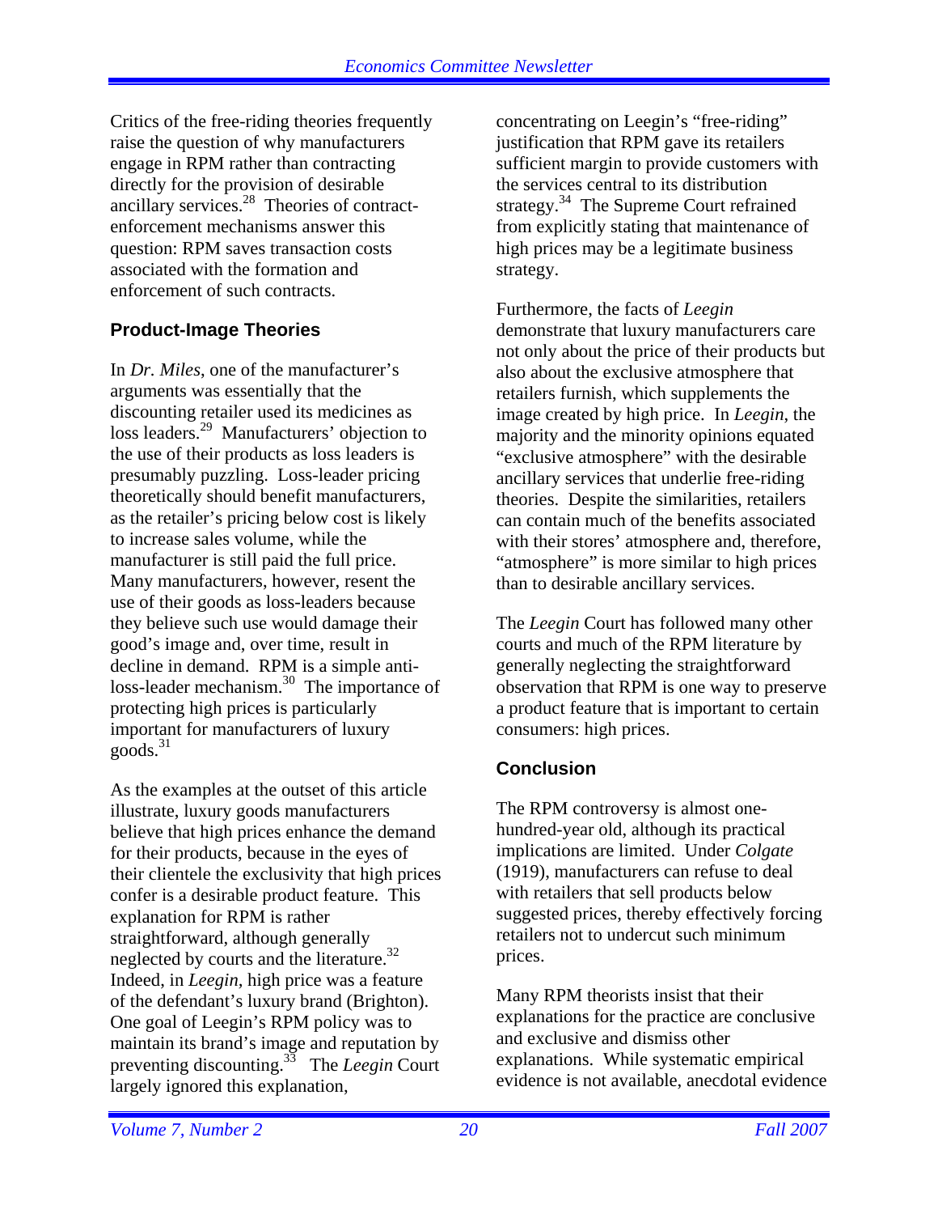Critics of the free-riding theories frequently raise the question of why manufacturers engage in RPM rather than contracting directly for the provision of desirable ancillary services.[28] Theories of contract-enforcement mechanisms answer this question: RPM saves transaction costs associated with the formation and enforcement of such contracts.

### Product-Image Theories

In *Dr. Miles*, one of the manufacturer's arguments was essentially that the discounting retailer used its medicines as loss leaders.[29] Manufacturers' objection to the use of their products as loss leaders is presumably puzzling. Loss-leader pricing theoretically should benefit manufacturers, as the retailer's pricing below cost is likely to increase sales volume, while the manufacturer is still paid the full price. Many manufacturers, however, resent the use of their goods as loss-leaders because they believe such use would damage their good's image and, over time, result in decline in demand. RPM is a simple anti-loss-leader mechanism.[30] The importance of protecting high prices is particularly important for manufacturers of luxury goods.[31]

As the examples at the outset of this article illustrate, luxury goods manufacturers believe that high prices enhance the demand for their products, because in the eyes of their clientele the exclusivity that high prices confer is a desirable product feature. This explanation for RPM is rather straightforward, although generally neglected by courts and the literature.[32] Indeed, in *Leegin*, high price was a feature of the defendant's luxury brand (Brighton). One goal of Leegin's RPM policy was to maintain its brand's image and reputation by preventing discounting.[33] The *Leegin* Court largely ignored this explanation, concentrating on Leegin's "free-riding" justification that RPM gave its retailers sufficient margin to provide customers with the services central to its distribution strategy.[34] The Supreme Court refrained from explicitly stating that maintenance of high prices may be a legitimate business strategy.

Furthermore, the facts of *Leegin* demonstrate that luxury manufacturers care not only about the price of their products but also about the exclusive atmosphere that retailers furnish, which supplements the image created by high price. In *Leegin*, the majority and the minority opinions equated "exclusive atmosphere" with the desirable ancillary services that underlie free-riding theories. Despite the similarities, retailers can contain much of the benefits associated with their stores' atmosphere and, therefore, "atmosphere" is more similar to high prices than to desirable ancillary services.

The *Leegin* Court has followed many other courts and much of the RPM literature by generally neglecting the straightforward observation that RPM is one way to preserve a product feature that is important to certain consumers: high prices.

### Conclusion

The RPM controversy is almost one-hundred-year old, although its practical implications are limited. Under *Colgate* (1919), manufacturers can refuse to deal with retailers that sell products below suggested prices, thereby effectively forcing retailers not to undercut such minimum prices.

Many RPM theorists insist that their explanations for the practice are conclusive and exclusive and dismiss other explanations. While systematic empirical evidence is not available, anecdotal evidence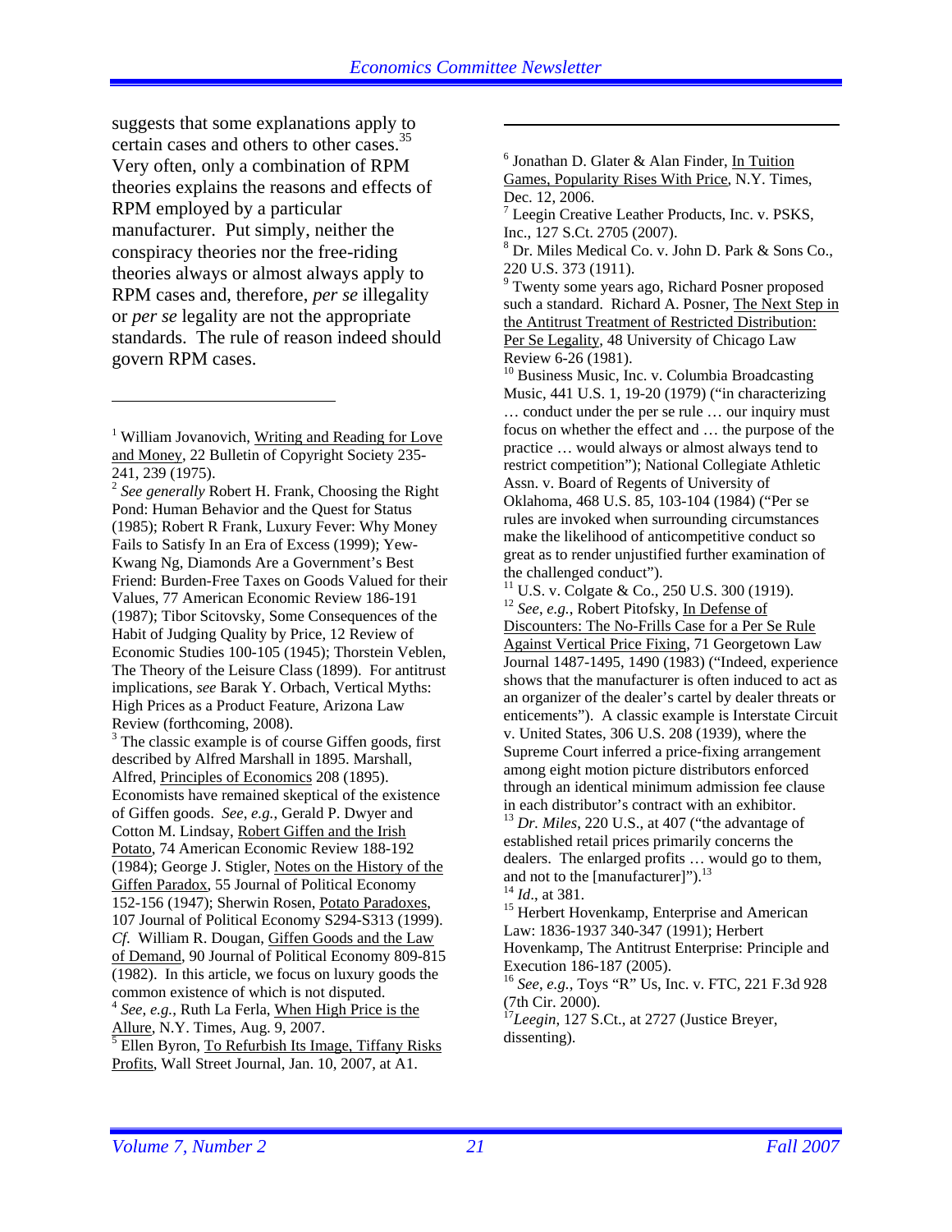suggests that some explanations apply to certain cases and others to other cases.[35] Very often, only a combination of RPM theories explains the reasons and effects of RPM employed by a particular manufacturer. Put simply, neither the conspiracy theories nor the free-riding theories always or almost always apply to RPM cases and, therefore, *per se* illegality or *per se* legality are not the appropriate standards. The rule of reason indeed should govern RPM cases.

---

[1] William Jovanovich, Writing and Reading for Love and Money, 22 Bulletin of Copyright Society 235-241, 239 (1975).

[2] *See generally* Robert H. Frank, Choosing the Right Pond: Human Behavior and the Quest for Status (1985); Robert R Frank, Luxury Fever: Why Money Fails to Satisfy In an Era of Excess (1999); Yew-Kwang Ng, Diamonds Are a Government's Best Friend: Burden-Free Taxes on Goods Valued for their Values, 77 American Economic Review 186-191 (1987); Tibor Scitovsky, Some Consequences of the Habit of Judging Quality by Price, 12 Review of Economic Studies 100-105 (1945); Thorstein Veblen, The Theory of the Leisure Class (1899). For antitrust implications, *see* Barak Y. Orbach, Vertical Myths: High Prices as a Product Feature, Arizona Law Review (forthcoming, 2008).

[3] The classic example is of course Giffen goods, first described by Alfred Marshall in 1895. Marshall, Alfred, Principles of Economics 208 (1895). Economists have remained skeptical of the existence of Giffen goods. *See, e.g.*, Gerald P. Dwyer and Cotton M. Lindsay, Robert Giffen and the Irish Potato, 74 American Economic Review 188-192 (1984); George J. Stigler, Notes on the History of the Giffen Paradox, 55 Journal of Political Economy 152-156 (1947); Sherwin Rosen, Potato Paradoxes, 107 Journal of Political Economy S294-S313 (1999). *Cf*. William R. Dougan, Giffen Goods and the Law of Demand, 90 Journal of Political Economy 809-815 (1982). In this article, we focus on luxury goods the common existence of which is not disputed.

[4] *See, e.g.*, Ruth La Ferla, When High Price is the Allure, N.Y. Times, Aug. 9, 2007.

[5] Ellen Byron, To Refurbish Its Image, Tiffany Risks Profits, Wall Street Journal, Jan. 10, 2007, at A1.

[6] Jonathan D. Glater & Alan Finder, In Tuition Games, Popularity Rises With Price, N.Y. Times, Dec. 12, 2006.

[7] Leegin Creative Leather Products, Inc. v. PSKS, Inc., 127 S.Ct. 2705 (2007).

[8] Dr. Miles Medical Co. v. John D. Park & Sons Co., 220 U.S. 373 (1911).

[9] Twenty some years ago, Richard Posner proposed such a standard. Richard A. Posner, The Next Step in the Antitrust Treatment of Restricted Distribution: Per Se Legality, 48 University of Chicago Law Review 6-26 (1981).

[10] Business Music, Inc. v. Columbia Broadcasting Music, 441 U.S. 1, 19-20 (1979) ("in characterizing … conduct under the per se rule … our inquiry must focus on whether the effect and … the purpose of the practice … would always or almost always tend to restrict competition"); National Collegiate Athletic Assn. v. Board of Regents of University of Oklahoma, 468 U.S. 85, 103-104 (1984) ("Per se rules are invoked when surrounding circumstances make the likelihood of anticompetitive conduct so great as to render unjustified further examination of the challenged conduct").

[11] U.S. v. Colgate & Co., 250 U.S. 300 (1919).

[12] *See, e.g.*, Robert Pitofsky, In Defense of Discounters: The No-Frills Case for a Per Se Rule Against Vertical Price Fixing, 71 Georgetown Law Journal 1487-1495, 1490 (1983) ("Indeed, experience shows that the manufacturer is often induced to act as an organizer of the dealer's cartel by dealer threats or enticements"). A classic example is Interstate Circuit v. United States, 306 U.S. 208 (1939), where the Supreme Court inferred a price-fixing arrangement among eight motion picture distributors enforced through an identical minimum admission fee clause in each distributor's contract with an exhibitor.

[13] *Dr. Miles*, 220 U.S., at 407 ("the advantage of established retail prices primarily concerns the dealers. The enlarged profits … would go to them, and not to the [manufacturer]").[13]

[14] *Id*., at 381.

[15] Herbert Hovenkamp, Enterprise and American Law: 1836-1937 340-347 (1991); Herbert Hovenkamp, The Antitrust Enterprise: Principle and Execution 186-187 (2005).

[16] *See, e.g.*, Toys "R" Us, Inc. v. FTC, 221 F.3d 928 (7th Cir. 2000).

[17] *Leegin*, 127 S.Ct., at 2727 (Justice Breyer, dissenting).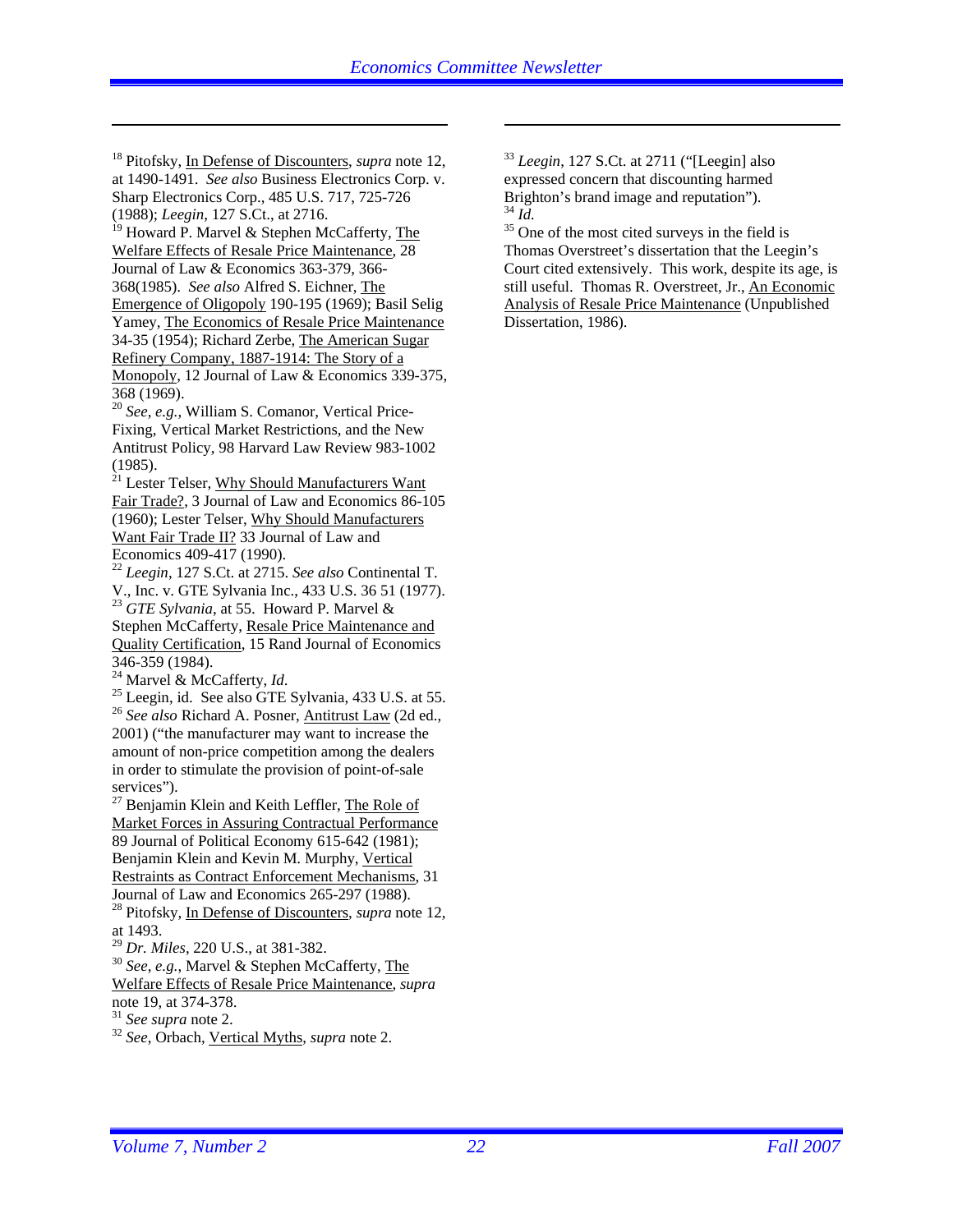[18] Pitofsky, In Defense of Discounters, *supra* note 12, at 1490-1491. *See also* Business Electronics Corp. v. Sharp Electronics Corp., 485 U.S. 717, 725-726 (1988); *Leegin*, 127 S.Ct., at 2716.

[19] Howard P. Marvel & Stephen McCafferty, The Welfare Effects of Resale Price Maintenance, 28 Journal of Law & Economics 363-379, 366-368(1985). *See also* Alfred S. Eichner, The Emergence of Oligopoly 190-195 (1969); Basil Selig Yamey, The Economics of Resale Price Maintenance 34-35 (1954); Richard Zerbe, The American Sugar Refinery Company, 1887-1914: The Story of a Monopoly, 12 Journal of Law & Economics 339-375, 368 (1969).

[20] *See, e.g.,* William S. Comanor, Vertical Price-Fixing, Vertical Market Restrictions, and the New Antitrust Policy, 98 Harvard Law Review 983-1002 (1985).

[21] Lester Telser, Why Should Manufacturers Want Fair Trade?, 3 Journal of Law and Economics 86-105 (1960); Lester Telser, Why Should Manufacturers Want Fair Trade II? 33 Journal of Law and Economics 409-417 (1990).

[22] *Leegin*, 127 S.Ct. at 2715. *See also* Continental T. V., Inc. v. GTE Sylvania Inc., 433 U.S. 36 51 (1977).

[23] *GTE Sylvania*, at 55. Howard P. Marvel & Stephen McCafferty, Resale Price Maintenance and Quality Certification, 15 Rand Journal of Economics 346-359 (1984).

[24] Marvel & McCafferty, *Id*.

[25] Leegin, id. See also GTE Sylvania, 433 U.S. at 55.

[26] *See also* Richard A. Posner, Antitrust Law (2d ed., 2001) ("the manufacturer may want to increase the amount of non-price competition among the dealers in order to stimulate the provision of point-of-sale services").

[27] Benjamin Klein and Keith Leffler, The Role of Market Forces in Assuring Contractual Performance 89 Journal of Political Economy 615-642 (1981); Benjamin Klein and Kevin M. Murphy, Vertical Restraints as Contract Enforcement Mechanisms, 31 Journal of Law and Economics 265-297 (1988).

[28] Pitofsky, In Defense of Discounters, *supra* note 12, at 1493.

[29] *Dr. Miles*, 220 U.S., at 381-382.

[30] *See, e.g.,* Marvel & Stephen McCafferty, The Welfare Effects of Resale Price Maintenance, *supra* note 19, at 374-378.

[31] *See supra* note 2.

[32] *See*, Orbach, Vertical Myths, *supra* note 2.

[33] *Leegin*, 127 S.Ct. at 2711 ("[Leegin] also expressed concern that discounting harmed Brighton's brand image and reputation").

[34] *Id.*

[35] One of the most cited surveys in the field is Thomas Overstreet's dissertation that the Leegin's Court cited extensively. This work, despite its age, is still useful. Thomas R. Overstreet, Jr., An Economic Analysis of Resale Price Maintenance (Unpublished Dissertation, 1986).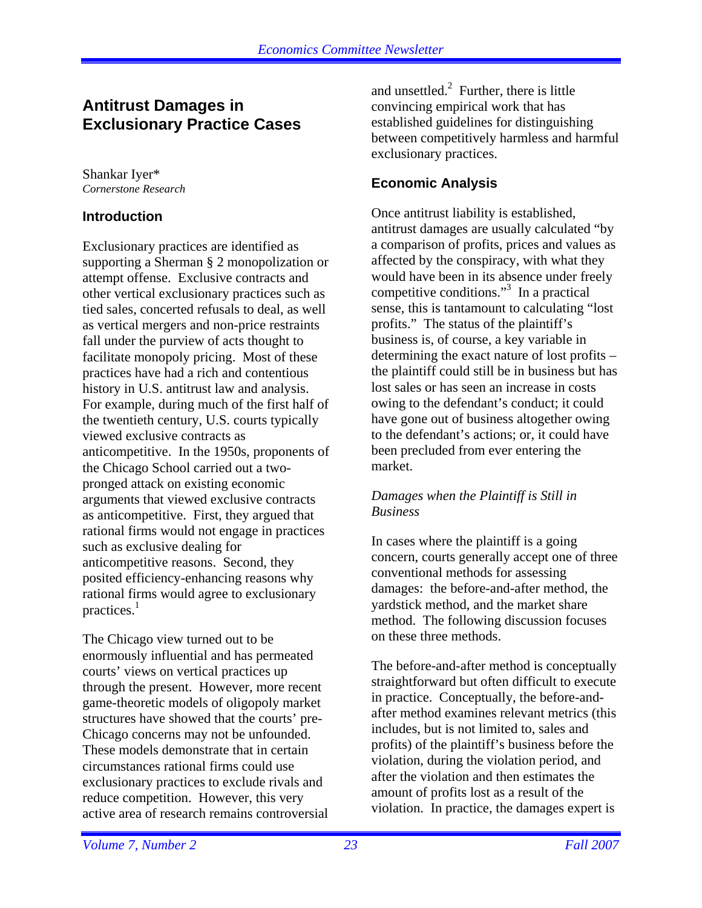# Antitrust Damages in Exclusionary Practice Cases

Shankar Iyer*
*Cornerstone Research*

## Introduction

Exclusionary practices are identified as supporting a Sherman § 2 monopolization or attempt offense. Exclusive contracts and other vertical exclusionary practices such as tied sales, concerted refusals to deal, as well as vertical mergers and non-price restraints fall under the purview of acts thought to facilitate monopoly pricing. Most of these practices have had a rich and contentious history in U.S. antitrust law and analysis. For example, during much of the first half of the twentieth century, U.S. courts typically viewed exclusive contracts as anticompetitive. In the 1950s, proponents of the Chicago School carried out a two-pronged attack on existing economic arguments that viewed exclusive contracts as anticompetitive. First, they argued that rational firms would not engage in practices such as exclusive dealing for anticompetitive reasons. Second, they posited efficiency-enhancing reasons why rational firms would agree to exclusionary practices.[1]

The Chicago view turned out to be enormously influential and has permeated courts' views on vertical practices up through the present. However, more recent game-theoretic models of oligopoly market structures have showed that the courts' pre-Chicago concerns may not be unfounded. These models demonstrate that in certain circumstances rational firms could use exclusionary practices to exclude rivals and reduce competition. However, this very active area of research remains controversial and unsettled.[2] Further, there is little convincing empirical work that has established guidelines for distinguishing between competitively harmless and harmful exclusionary practices.

## Economic Analysis

Once antitrust liability is established, antitrust damages are usually calculated "by a comparison of profits, prices and values as affected by the conspiracy, with what they would have been in its absence under freely competitive conditions."[3] In a practical sense, this is tantamount to calculating "lost profits." The status of the plaintiff's business is, of course, a key variable in determining the exact nature of lost profits – the plaintiff could still be in business but has lost sales or has seen an increase in costs owing to the defendant's conduct; it could have gone out of business altogether owing to the defendant's actions; or, it could have been precluded from ever entering the market.

### *Damages when the Plaintiff is Still in Business*

In cases where the plaintiff is a going concern, courts generally accept one of three conventional methods for assessing damages: the before-and-after method, the yardstick method, and the market share method. The following discussion focuses on these three methods.

The before-and-after method is conceptually straightforward but often difficult to execute in practice. Conceptually, the before-and-after method examines relevant metrics (this includes, but is not limited to, sales and profits) of the plaintiff's business before the violation, during the violation period, and after the violation and then estimates the amount of profits lost as a result of the violation. In practice, the damages expert is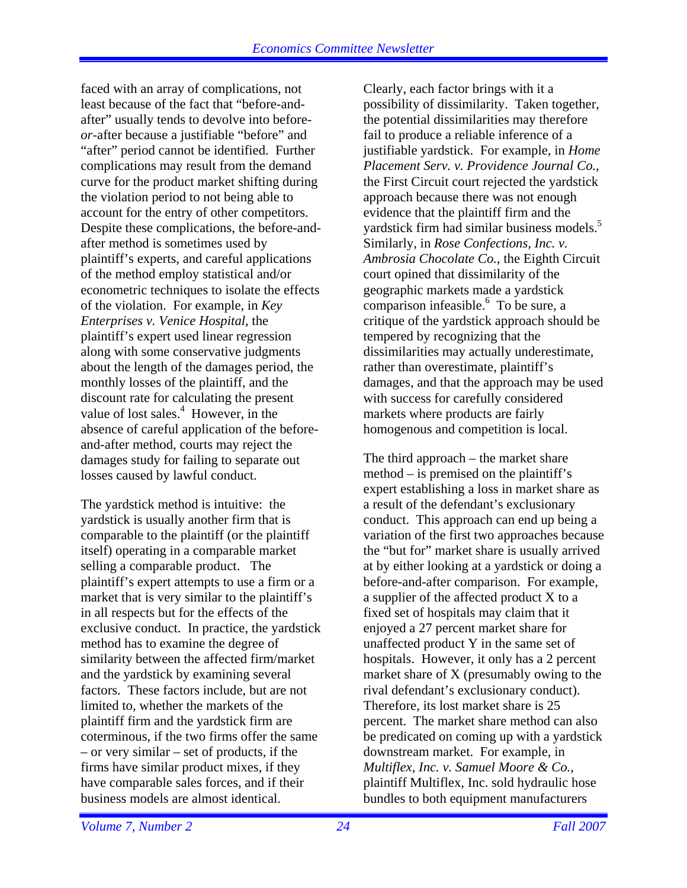faced with an array of complications, not least because of the fact that "before-and-after" usually tends to devolve into before-*or*-after because a justifiable "before" and "after" period cannot be identified. Further complications may result from the demand curve for the product market shifting during the violation period to not being able to account for the entry of other competitors. Despite these complications, the before-and-after method is sometimes used by plaintiff's experts, and careful applications of the method employ statistical and/or econometric techniques to isolate the effects of the violation. For example, in *Key Enterprises v. Venice Hospital*, the plaintiff's expert used linear regression along with some conservative judgments about the length of the damages period, the monthly losses of the plaintiff, and the discount rate for calculating the present value of lost sales.[4] However, in the absence of careful application of the before-and-after method, courts may reject the damages study for failing to separate out losses caused by lawful conduct.

The yardstick method is intuitive: the yardstick is usually another firm that is comparable to the plaintiff (or the plaintiff itself) operating in a comparable market selling a comparable product. The plaintiff's expert attempts to use a firm or a market that is very similar to the plaintiff's in all respects but for the effects of the exclusive conduct. In practice, the yardstick method has to examine the degree of similarity between the affected firm/market and the yardstick by examining several factors. These factors include, but are not limited to, whether the markets of the plaintiff firm and the yardstick firm are coterminous, if the two firms offer the same – or very similar – set of products, if the firms have similar product mixes, if they have comparable sales forces, and if their business models are almost identical.

Clearly, each factor brings with it a possibility of dissimilarity. Taken together, the potential dissimilarities may therefore fail to produce a reliable inference of a justifiable yardstick. For example, in *Home Placement Serv. v. Providence Journal Co.*, the First Circuit court rejected the yardstick approach because there was not enough evidence that the plaintiff firm and the yardstick firm had similar business models.[5] Similarly, in *Rose Confections, Inc. v. Ambrosia Chocolate Co.*, the Eighth Circuit court opined that dissimilarity of the geographic markets made a yardstick comparison infeasible.[6] To be sure, a critique of the yardstick approach should be tempered by recognizing that the dissimilarities may actually underestimate, rather than overestimate, plaintiff's damages, and that the approach may be used with success for carefully considered markets where products are fairly homogenous and competition is local.

The third approach – the market share method – is premised on the plaintiff's expert establishing a loss in market share as a result of the defendant's exclusionary conduct. This approach can end up being a variation of the first two approaches because the "but for" market share is usually arrived at by either looking at a yardstick or doing a before-and-after comparison. For example, a supplier of the affected product X to a fixed set of hospitals may claim that it enjoyed a 27 percent market share for unaffected product Y in the same set of hospitals. However, it only has a 2 percent market share of X (presumably owing to the rival defendant's exclusionary conduct). Therefore, its lost market share is 25 percent. The market share method can also be predicated on coming up with a yardstick downstream market. For example, in *Multiflex, Inc. v. Samuel Moore & Co.*, plaintiff Multiflex, Inc. sold hydraulic hose bundles to both equipment manufacturers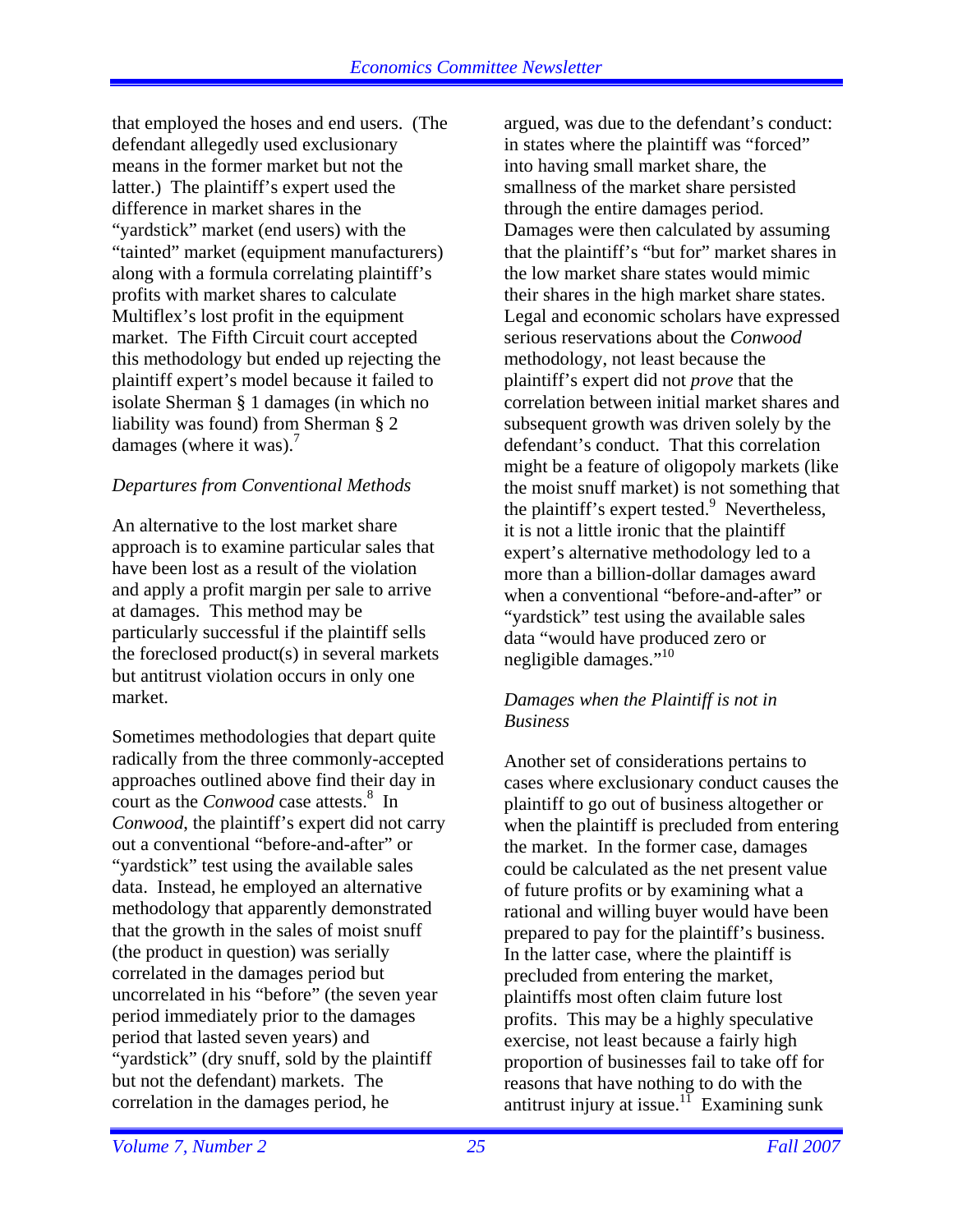that employed the hoses and end users. (The defendant allegedly used exclusionary means in the former market but not the latter.) The plaintiff's expert used the difference in market shares in the "yardstick" market (end users) with the "tainted" market (equipment manufacturers) along with a formula correlating plaintiff's profits with market shares to calculate Multiflex's lost profit in the equipment market. The Fifth Circuit court accepted this methodology but ended up rejecting the plaintiff expert's model because it failed to isolate Sherman § 1 damages (in which no liability was found) from Sherman § 2 damages (where it was).[7]

### *Departures from Conventional Methods*

An alternative to the lost market share approach is to examine particular sales that have been lost as a result of the violation and apply a profit margin per sale to arrive at damages. This method may be particularly successful if the plaintiff sells the foreclosed product(s) in several markets but antitrust violation occurs in only one market.

Sometimes methodologies that depart quite radically from the three commonly-accepted approaches outlined above find their day in court as the *Conwood* case attests.[8] In *Conwood*, the plaintiff's expert did not carry out a conventional "before-and-after" or "yardstick" test using the available sales data. Instead, he employed an alternative methodology that apparently demonstrated that the growth in the sales of moist snuff (the product in question) was serially correlated in the damages period but uncorrelated in his "before" (the seven year period immediately prior to the damages period that lasted seven years) and "yardstick" (dry snuff, sold by the plaintiff but not the defendant) markets. The correlation in the damages period, he argued, was due to the defendant's conduct: in states where the plaintiff was "forced" into having small market share, the smallness of the market share persisted through the entire damages period. Damages were then calculated by assuming that the plaintiff's "but for" market shares in the low market share states would mimic their shares in the high market share states. Legal and economic scholars have expressed serious reservations about the *Conwood* methodology, not least because the plaintiff's expert did not *prove* that the correlation between initial market shares and subsequent growth was driven solely by the defendant's conduct. That this correlation might be a feature of oligopoly markets (like the moist snuff market) is not something that the plaintiff's expert tested.[9] Nevertheless, it is not a little ironic that the plaintiff expert's alternative methodology led to a more than a billion-dollar damages award when a conventional "before-and-after" or "yardstick" test using the available sales data "would have produced zero or negligible damages."[10]

### *Damages when the Plaintiff is not in Business*

Another set of considerations pertains to cases where exclusionary conduct causes the plaintiff to go out of business altogether or when the plaintiff is precluded from entering the market. In the former case, damages could be calculated as the net present value of future profits or by examining what a rational and willing buyer would have been prepared to pay for the plaintiff's business. In the latter case, where the plaintiff is precluded from entering the market, plaintiffs most often claim future lost profits. This may be a highly speculative exercise, not least because a fairly high proportion of businesses fail to take off for reasons that have nothing to do with the antitrust injury at issue.[11] Examining sunk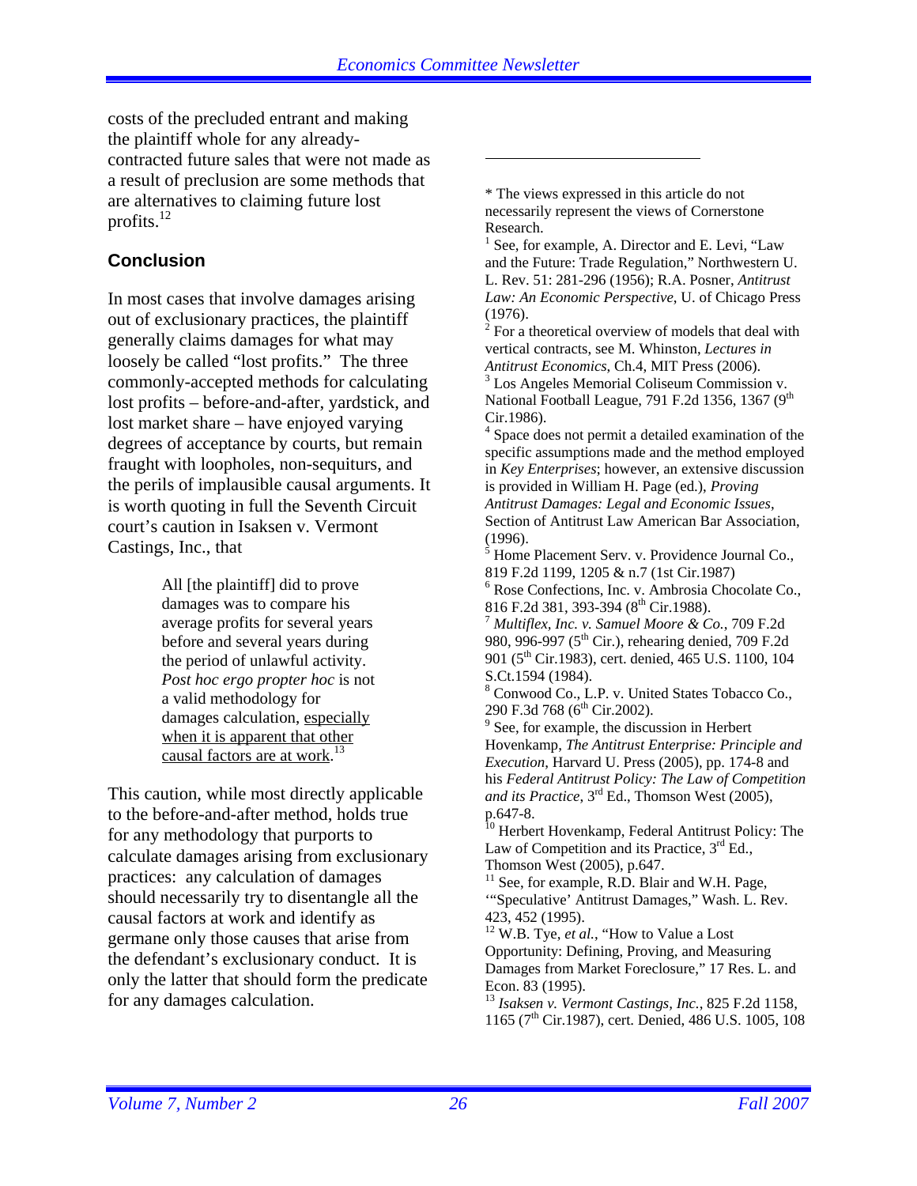costs of the precluded entrant and making the plaintiff whole for any already-contracted future sales that were not made as a result of preclusion are some methods that are alternatives to claiming future lost profits.[12]

## Conclusion

In most cases that involve damages arising out of exclusionary practices, the plaintiff generally claims damages for what may loosely be called "lost profits." The three commonly-accepted methods for calculating lost profits – before-and-after, yardstick, and lost market share – have enjoyed varying degrees of acceptance by courts, but remain fraught with loopholes, non-sequiturs, and the perils of implausible causal arguments. It is worth quoting in full the Seventh Circuit court's caution in Isaksen v. Vermont Castings, Inc., that

> All [the plaintiff] did to prove damages was to compare his average profits for several years before and several years during the period of unlawful activity. *Post hoc ergo propter hoc* is not a valid methodology for damages calculation, <u>especially when it is apparent that other causal factors are at work</u>.[13]

This caution, while most directly applicable to the before-and-after method, holds true for any methodology that purports to calculate damages arising from exclusionary practices: any calculation of damages should necessarily try to disentangle all the causal factors at work and identify as germane only those causes that arise from the defendant's exclusionary conduct. It is only the latter that should form the predicate for any damages calculation.

---

\* The views expressed in this article do not necessarily represent the views of Cornerstone Research.

[1] See, for example, A. Director and E. Levi, "Law and the Future: Trade Regulation," Northwestern U. L. Rev. 51: 281-296 (1956); R.A. Posner, *Antitrust Law: An Economic Perspective*, U. of Chicago Press (1976).

[2] For a theoretical overview of models that deal with vertical contracts, see M. Whinston, *Lectures in Antitrust Economics*, Ch.4, MIT Press (2006).

[3] Los Angeles Memorial Coliseum Commission v. National Football League, 791 F.2d 1356, 1367 (9th Cir.1986).

[4] Space does not permit a detailed examination of the specific assumptions made and the method employed in *Key Enterprises*; however, an extensive discussion is provided in William H. Page (ed.), *Proving Antitrust Damages: Legal and Economic Issues*, Section of Antitrust Law American Bar Association, (1996).

[5] Home Placement Serv. v. Providence Journal Co., 819 F.2d 1199, 1205 & n.7 (1st Cir.1987)

[6] Rose Confections, Inc. v. Ambrosia Chocolate Co., 816 F.2d 381, 393-394 (8th Cir.1988).

[7] *Multiflex, Inc. v. Samuel Moore & Co.*, 709 F.2d 980, 996-997 (5th Cir.), rehearing denied, 709 F.2d 901 (5th Cir.1983), cert. denied, 465 U.S. 1100, 104 S.Ct.1594 (1984).

[8] Conwood Co., L.P. v. United States Tobacco Co., 290 F.3d 768 (6th Cir.2002).

[9] See, for example, the discussion in Herbert Hovenkamp, *The Antitrust Enterprise: Principle and Execution*, Harvard U. Press (2005), pp. 174-8 and his *Federal Antitrust Policy: The Law of Competition and its Practice*, 3rd Ed., Thomson West (2005), p.647-8.

[10] Herbert Hovenkamp, Federal Antitrust Policy: The Law of Competition and its Practice, 3rd Ed., Thomson West (2005), p.647.

[11] See, for example, R.D. Blair and W.H. Page, '"Speculative' Antitrust Damages," Wash. L. Rev. 423, 452 (1995).

[12] W.B. Tye, *et al.*, "How to Value a Lost Opportunity: Defining, Proving, and Measuring Damages from Market Foreclosure," 17 Res. L. and Econ. 83 (1995).

[13] *Isaksen v. Vermont Castings, Inc.*, 825 F.2d 1158, 1165 (7th Cir.1987), cert. Denied, 486 U.S. 1005, 108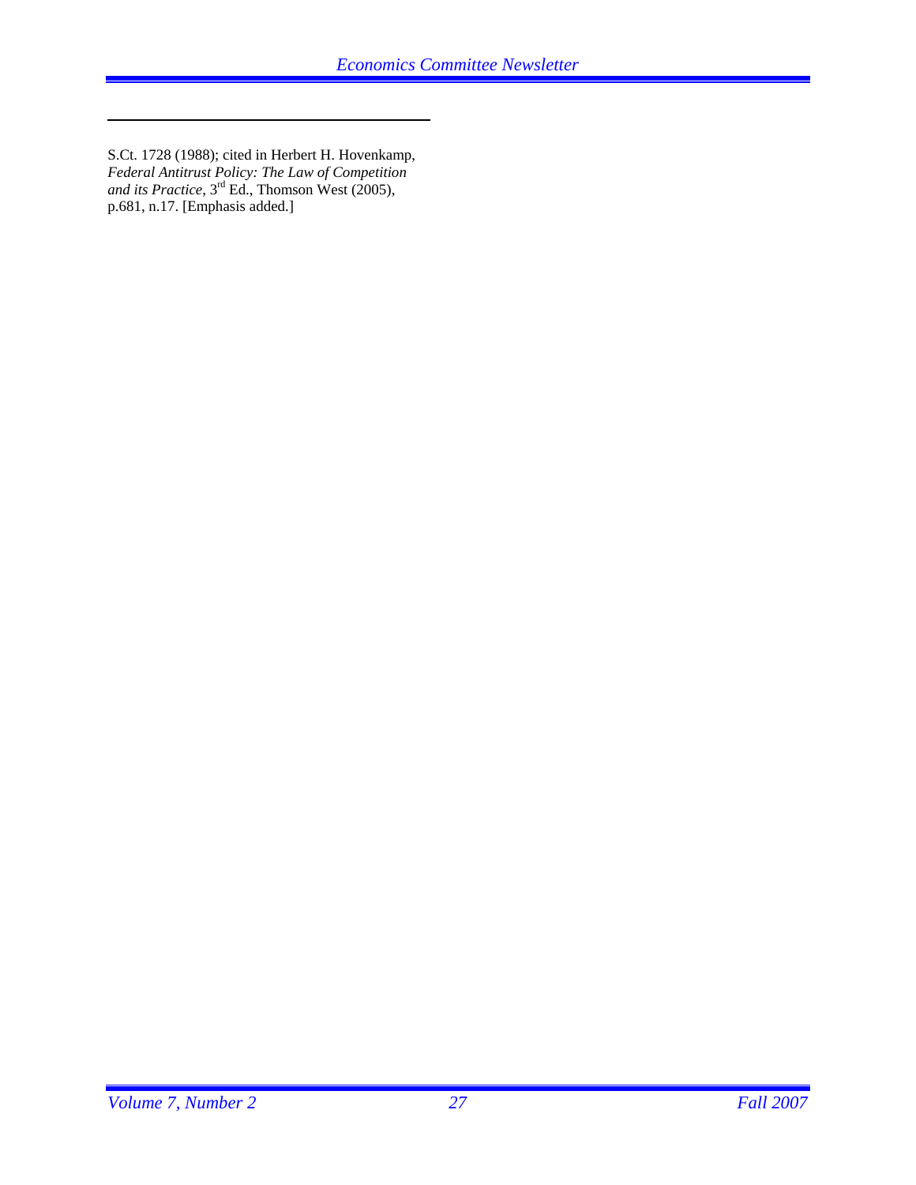S.Ct. 1728 (1988); cited in Herbert H. Hovenkamp, *Federal Antitrust Policy: The Law of Competition and its Practice*, 3rd Ed., Thomson West (2005), p.681, n.17. [Emphasis added.]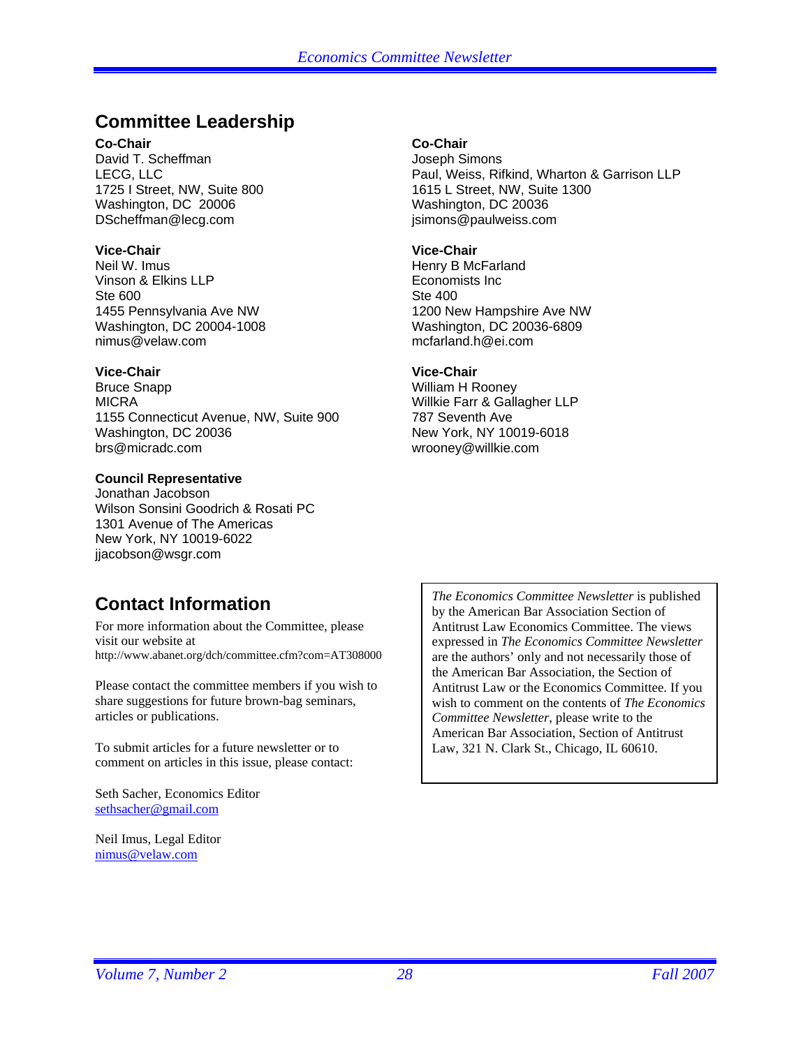## Committee Leadership

**Co-Chair**
David T. Scheffman
LECG, LLC
1725 I Street, NW, Suite 800
Washington, DC 20006
DScheffman@lecg.com

**Co-Chair**
Joseph Simons
Paul, Weiss, Rifkind, Wharton & Garrison LLP
1615 L Street, NW, Suite 1300
Washington, DC 20036
jsimons@paulweiss.com

**Vice-Chair**
Neil W. Imus
Vinson & Elkins LLP
Ste 600
1455 Pennsylvania Ave NW
Washington, DC 20004-1008
nimus@velaw.com

**Vice-Chair**
Henry B McFarland
Economists Inc
Ste 400
1200 New Hampshire Ave NW
Washington, DC 20036-6809
mcfarland.h@ei.com

**Vice-Chair**
Bruce Snapp
MICRA
1155 Connecticut Avenue, NW, Suite 900
Washington, DC 20036
brs@micradc.com

**Vice-Chair**
William H Rooney
Willkie Farr & Gallagher LLP
787 Seventh Ave
New York, NY 10019-6018
wrooney@willkie.com

**Council Representative**
Jonathan Jacobson
Wilson Sonsini Goodrich & Rosati PC
1301 Avenue of The Americas
New York, NY 10019-6022
jjacobson@wsgr.com

## Contact Information

For more information about the Committee, please visit our website at
http://www.abanet.org/dch/committee.cfm?com=AT308000

Please contact the committee members if you wish to share suggestions for future brown-bag seminars, articles or publications.

To submit articles for a future newsletter or to comment on articles in this issue, please contact:

Seth Sacher, Economics Editor
sethsacher@gmail.com

Neil Imus, Legal Editor
nimus@velaw.com

*The Economics Committee Newsletter* is published by the American Bar Association Section of Antitrust Law Economics Committee. The views expressed in *The Economics Committee Newsletter* are the authors' only and not necessarily those of the American Bar Association, the Section of Antitrust Law or the Economics Committee. If you wish to comment on the contents of *The Economics Committee Newsletter*, please write to the American Bar Association, Section of Antitrust Law, 321 N. Clark St., Chicago, IL 60610.